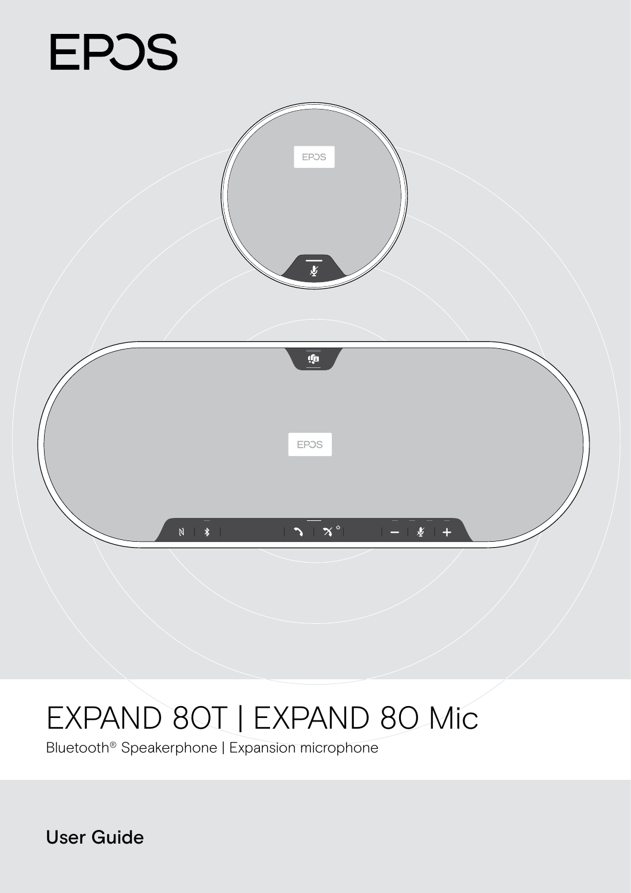EPOS

# EXPAND 80T | EXPAND 80 Mic

Bluetooth® Speakerphone | Expansion microphone

**User Guide**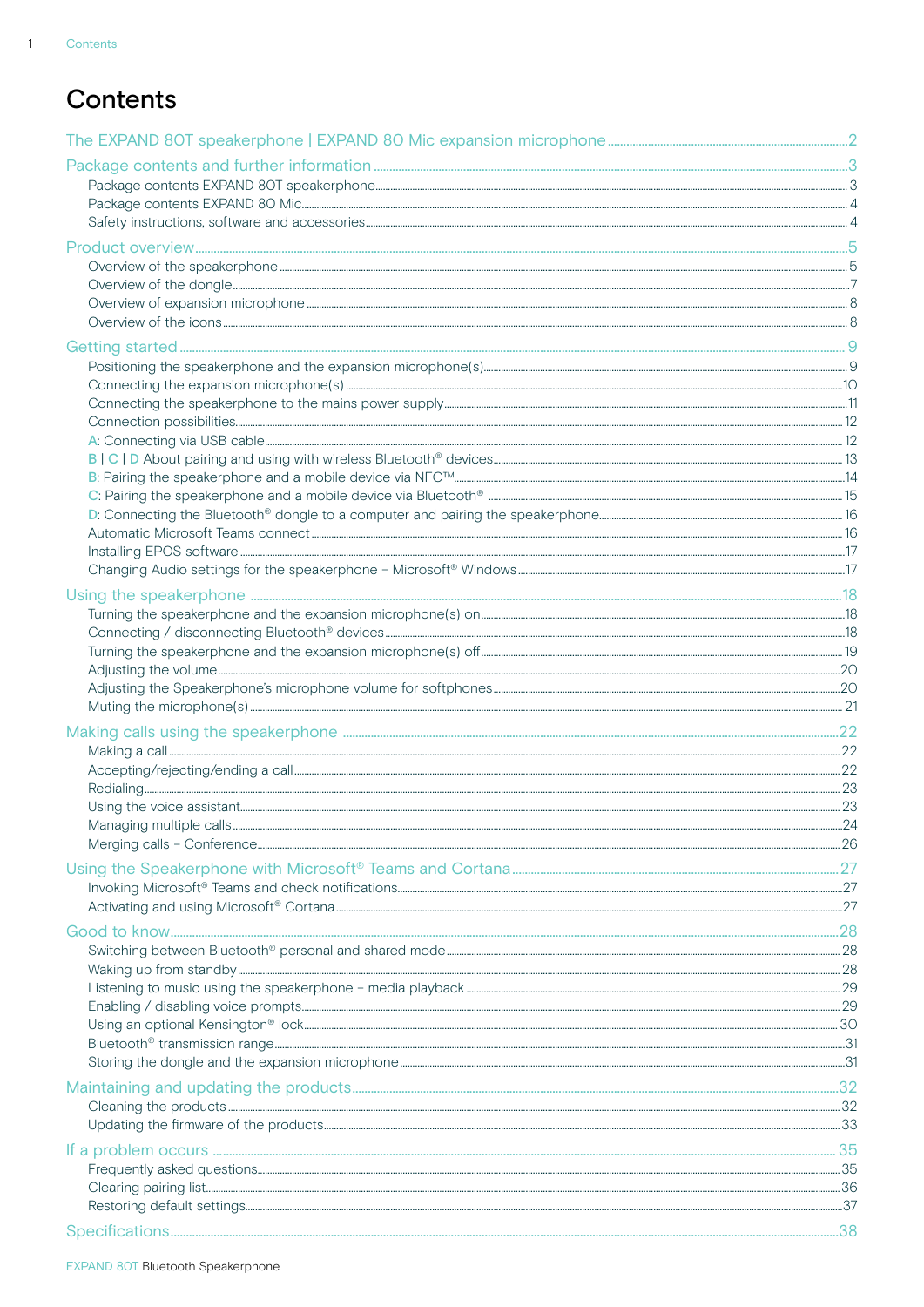# Contents

The EXPAND 80T speakerphone | EXPAND 80 Mic expansion microphone ... 2

Package contents and further information ... 3
- Package contents EXPAND 80T speakerphone ... 3
- Package contents EXPAND 80 Mic ... 4
- Safety instructions, software and accessories ... 4

Product overview ... 5
- Overview of the speakerphone ... 5
- Overview of the dongle ... 7
- Overview of expansion microphone ... 8
- Overview of the icons ... 8

Getting started ... 9
- Positioning the speakerphone and the expansion microphone(s) ... 9
- Connecting the expansion microphone(s) ... 10
- Connecting the speakerphone to the mains power supply ... 11
- Connection possibilities ... 12
- A: Connecting via USB cable ... 12
- B | C | D About pairing and using with wireless Bluetooth® devices ... 13
- B: Pairing the speakerphone and a mobile device via NFC™ ... 14
- C: Pairing the speakerphone and a mobile device via Bluetooth® ... 15
- D: Connecting the Bluetooth® dongle to a computer and pairing the speakerphone ... 16
- Automatic Microsoft Teams connect ... 16
- Installing EPOS software ... 17
- Changing Audio settings for the speakerphone – Microsoft® Windows ... 17

Using the speakerphone ... 18
- Turning the speakerphone and the expansion microphone(s) on ... 18
- Connecting / disconnecting Bluetooth® devices ... 18
- Turning the speakerphone and the expansion microphone(s) off ... 19
- Adjusting the volume ... 20
- Adjusting the Speakerphone's microphone volume for softphones ... 20
- Muting the microphone(s) ... 21

Making calls using the speakerphone ... 22
- Making a call ... 22
- Accepting/rejecting/ending a call ... 22
- Redialing ... 23
- Using the voice assistant ... 23
- Managing multiple calls ... 24
- Merging calls – Conference ... 26

Using the Speakerphone with Microsoft® Teams and Cortana ... 27
- Invoking Microsoft® Teams and check notifications ... 27
- Activating and using Microsoft® Cortana ... 27

Good to know ... 28
- Switching between Bluetooth® personal and shared mode ... 28
- Waking up from standby ... 28
- Listening to music using the speakerphone – media playback ... 29
- Enabling / disabling voice prompts ... 29
- Using an optional Kensington® lock ... 30
- Bluetooth® transmission range ... 31
- Storing the dongle and the expansion microphone ... 31

Maintaining and updating the products ... 32
- Cleaning the products ... 32
- Updating the firmware of the products ... 33

If a problem occurs ... 35
- Frequently asked questions ... 35
- Clearing pairing list ... 36
- Restoring default settings ... 37

Specifications ... 38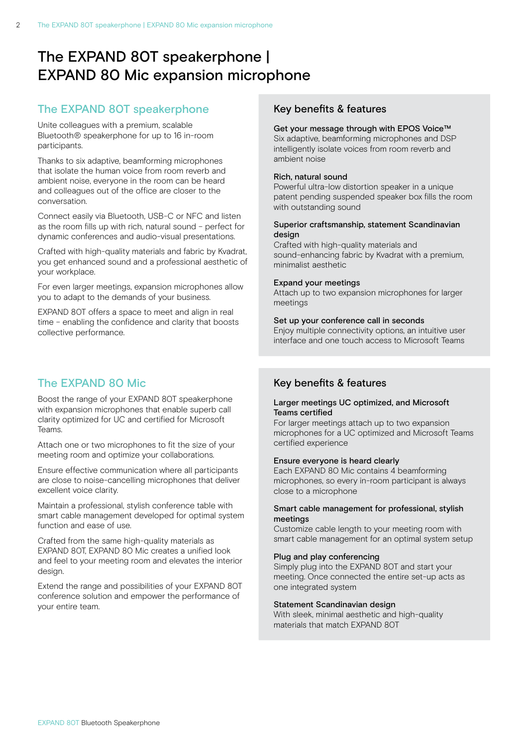# The EXPAND 80T speakerphone | EXPAND 80 Mic expansion microphone

## The EXPAND 80T speakerphone

Unite colleagues with a premium, scalable Bluetooth® speakerphone for up to 16 in-room participants.

Thanks to six adaptive, beamforming microphones that isolate the human voice from room reverb and ambient noise, everyone in the room can be heard and colleagues out of the office are closer to the conversation.

Connect easily via Bluetooth, USB-C or NFC and listen as the room fills up with rich, natural sound – perfect for dynamic conferences and audio-visual presentations.

Crafted with high-quality materials and fabric by Kvadrat, you get enhanced sound and a professional aesthetic of your workplace.

For even larger meetings, expansion microphones allow you to adapt to the demands of your business.

EXPAND 80T offers a space to meet and align in real time – enabling the confidence and clarity that boosts collective performance.

### Key benefits & features

**Get your message through with EPOS Voice™**
Six adaptive, beamforming microphones and DSP intelligently isolate voices from room reverb and ambient noise

**Rich, natural sound**
Powerful ultra-low distortion speaker in a unique patent pending suspended speaker box fills the room with outstanding sound

**Superior craftsmanship, statement Scandinavian design**
Crafted with high-quality materials and sound-enhancing fabric by Kvadrat with a premium, minimalist aesthetic

**Expand your meetings**
Attach up to two expansion microphones for larger meetings

**Set up your conference call in seconds**
Enjoy multiple connectivity options, an intuitive user interface and one touch access to Microsoft Teams

## The EXPAND 80 Mic

Boost the range of your EXPAND 80T speakerphone with expansion microphones that enable superb call clarity optimized for UC and certified for Microsoft Teams.

Attach one or two microphones to fit the size of your meeting room and optimize your collaborations.

Ensure effective communication where all participants are close to noise-cancelling microphones that deliver excellent voice clarity.

Maintain a professional, stylish conference table with smart cable management developed for optimal system function and ease of use.

Crafted from the same high-quality materials as EXPAND 80T, EXPAND 80 Mic creates a unified look and feel to your meeting room and elevates the interior design.

Extend the range and possibilities of your EXPAND 80T conference solution and empower the performance of your entire team.

### Key benefits & features

**Larger meetings UC optimized, and Microsoft Teams certified**
For larger meetings attach up to two expansion microphones for a UC optimized and Microsoft Teams certified experience

**Ensure everyone is heard clearly**
Each EXPAND 80 Mic contains 4 beamforming microphones, so every in-room participant is always close to a microphone

**Smart cable management for professional, stylish meetings**
Customize cable length to your meeting room with smart cable management for an optimal system setup

**Plug and play conferencing**
Simply plug into the EXPAND 80T and start your meeting. Once connected the entire set-up acts as one integrated system

**Statement Scandinavian design**
With sleek, minimal aesthetic and high-quality materials that match EXPAND 80T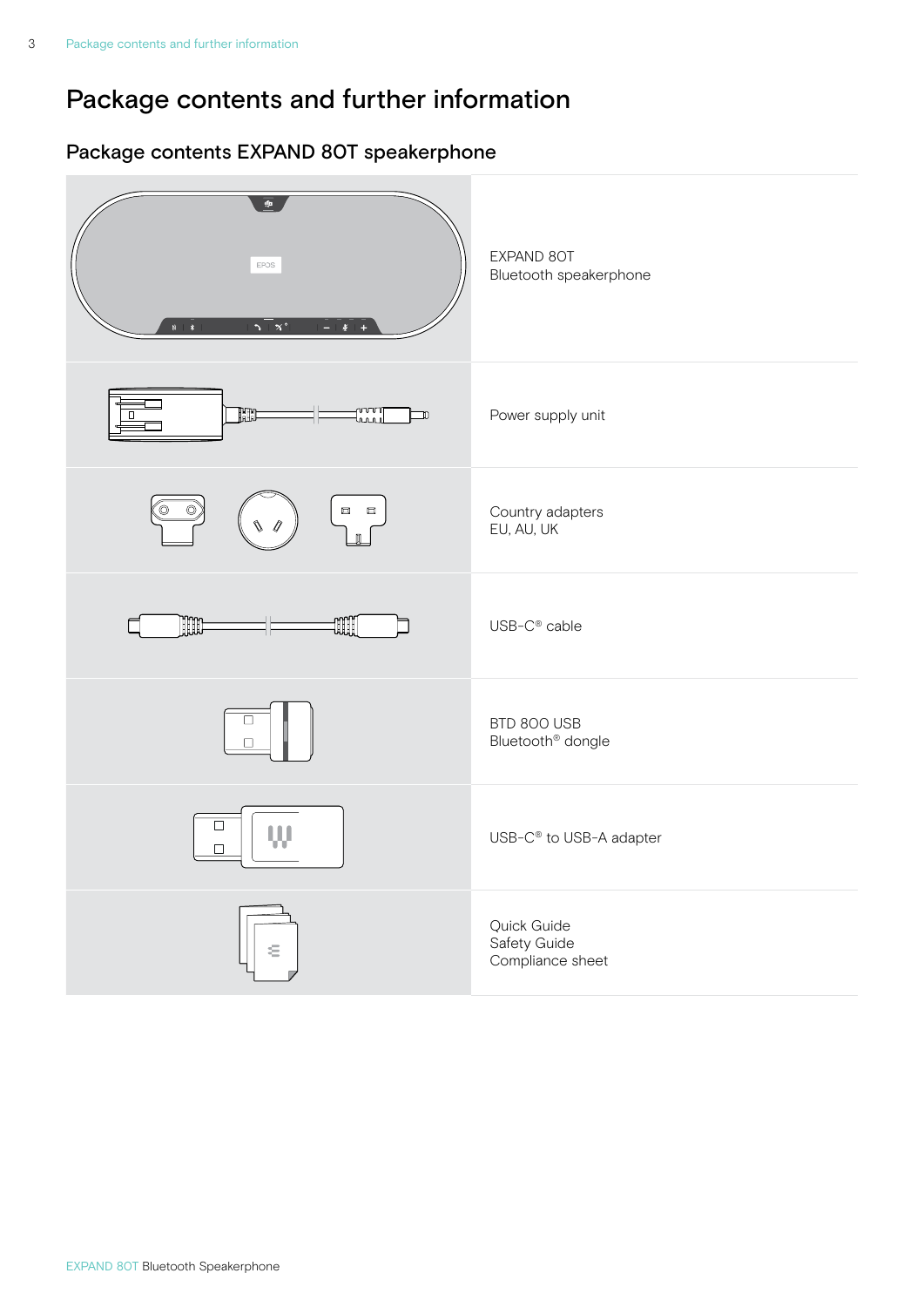# Package contents and further information

## Package contents EXPAND 80T speakerphone

EXPAND 80T
Bluetooth speakerphone

Power supply unit

Country adapters
EU, AU, UK

USB-C® cable

BTD 800 USB
Bluetooth® dongle

USB-C® to USB-A adapter

Quick Guide
Safety Guide
Compliance sheet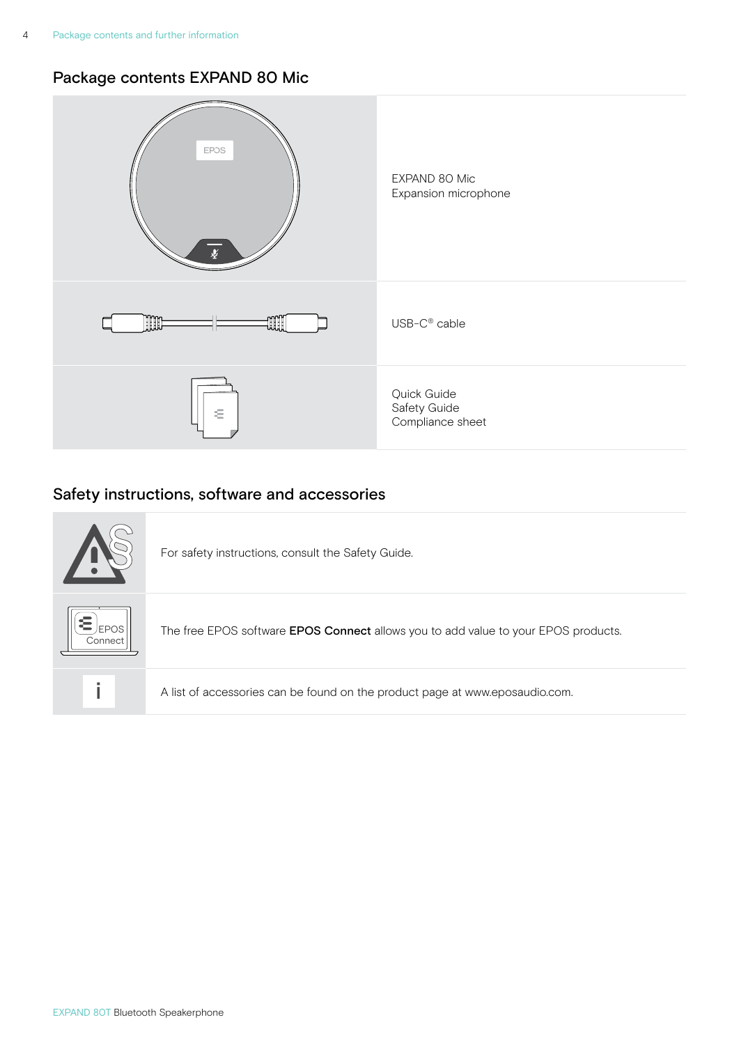## Package contents EXPAND 80 Mic

| | |
|---|---|
| | EXPAND 80 Mic<br>Expansion microphone |
| | USB-C® cable |
| | Quick Guide<br>Safety Guide<br>Compliance sheet |

## Safety instructions, software and accessories

| | |
|---|---|
| | For safety instructions, consult the Safety Guide. |
| | The free EPOS software **EPOS Connect** allows you to add value to your EPOS products. |
| | A list of accessories can be found on the product page at www.eposaudio.com. |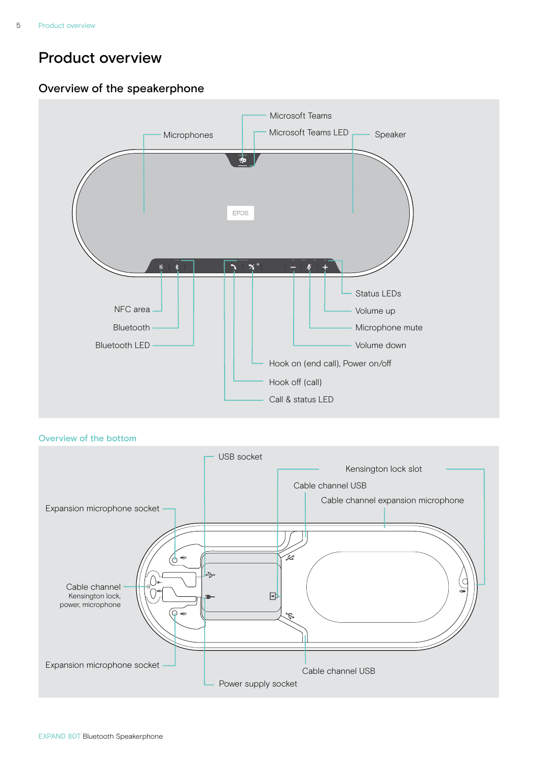# Product overview

## Overview of the speakerphone

Microsoft Teams

Microsoft Teams LED

Microphones

Speaker

Status LEDs

Volume up

NFC area

Microphone mute

Bluetooth

Bluetooth LED

Volume down

Hook on (end call), Power on/off

Hook off (call)

Call & status LED

### Overview of the bottom

USB socket

Kensington lock slot

Cable channel USB

Cable channel expansion microphone

Expansion microphone socket

Cable channel
Kensington lock, power, microphone

Expansion microphone socket

Cable channel USB

Power supply socket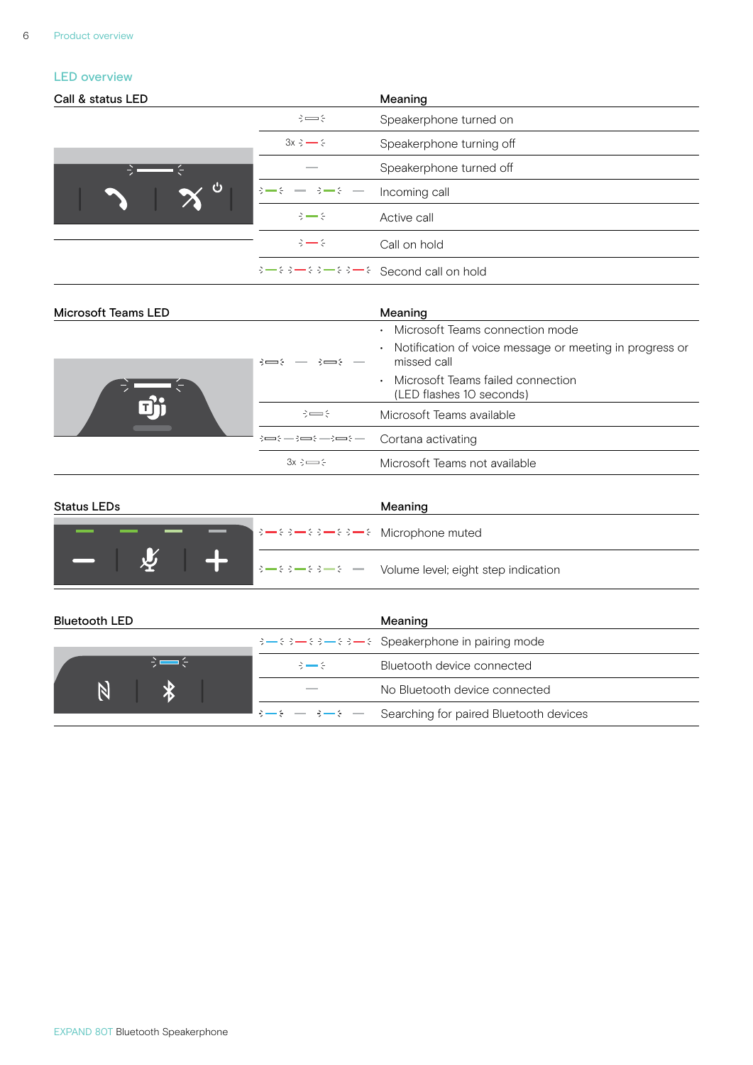## LED overview

| Call & status LED | | Meaning |
|---|---|---|
| | | Speakerphone turned on |
| | 3x | Speakerphone turning off |
| | | Speakerphone turned off |
| | | Incoming call |
| | | Active call |
| | | Call on hold |
| | | Second call on hold |

| Microsoft Teams LED | | Meaning |
|---|---|---|
| | | • Microsoft Teams connection mode<br>• Notification of voice message or meeting in progress or missed call<br>• Microsoft Teams failed connection (LED flashes 10 seconds) |
| | | Microsoft Teams available |
| | | Cortana activating |
| | 3x | Microsoft Teams not available |

| Status LEDs | | Meaning |
|---|---|---|
| | | Microphone muted |
| | | Volume level; eight step indication |

| Bluetooth LED | | Meaning |
|---|---|---|
| | | Speakerphone in pairing mode |
| | | Bluetooth device connected |
| | | No Bluetooth device connected |
| | | Searching for paired Bluetooth devices |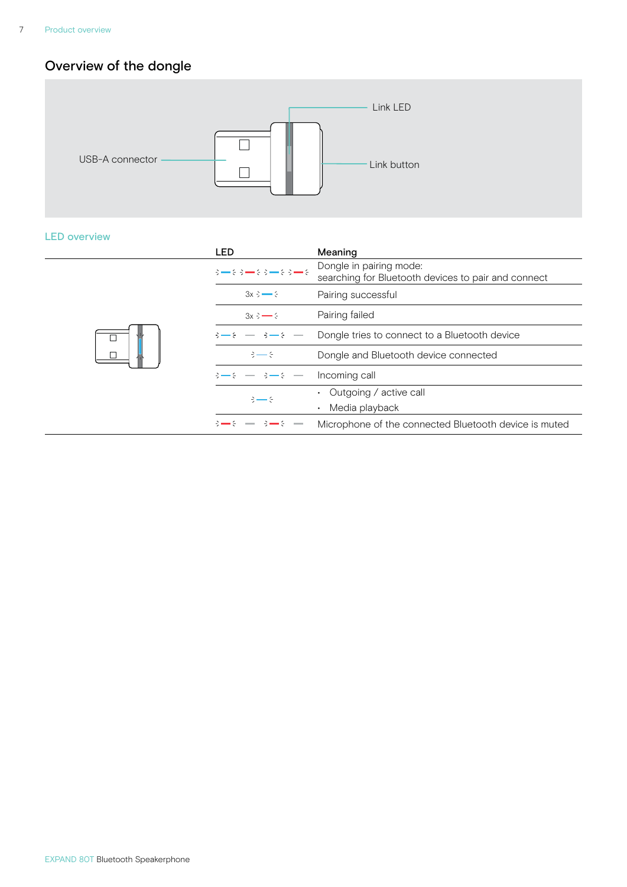## Overview of the dongle

USB-A connector

Link LED

Link button

### LED overview

| LED | Meaning |
|---|---|
| blue / red alternating flashing | Dongle in pairing mode: searching for Bluetooth devices to pair and connect |
| 3x blue flashes | Pairing successful |
| 3x red flashes | Pairing failed |
| blue flashing | Dongle tries to connect to a Bluetooth device |
| light blue | Dongle and Bluetooth device connected |
| blue flashing | Incoming call |
| blue | • Outgoing / active call<br>• Media playback |
| red flashing | Microphone of the connected Bluetooth device is muted |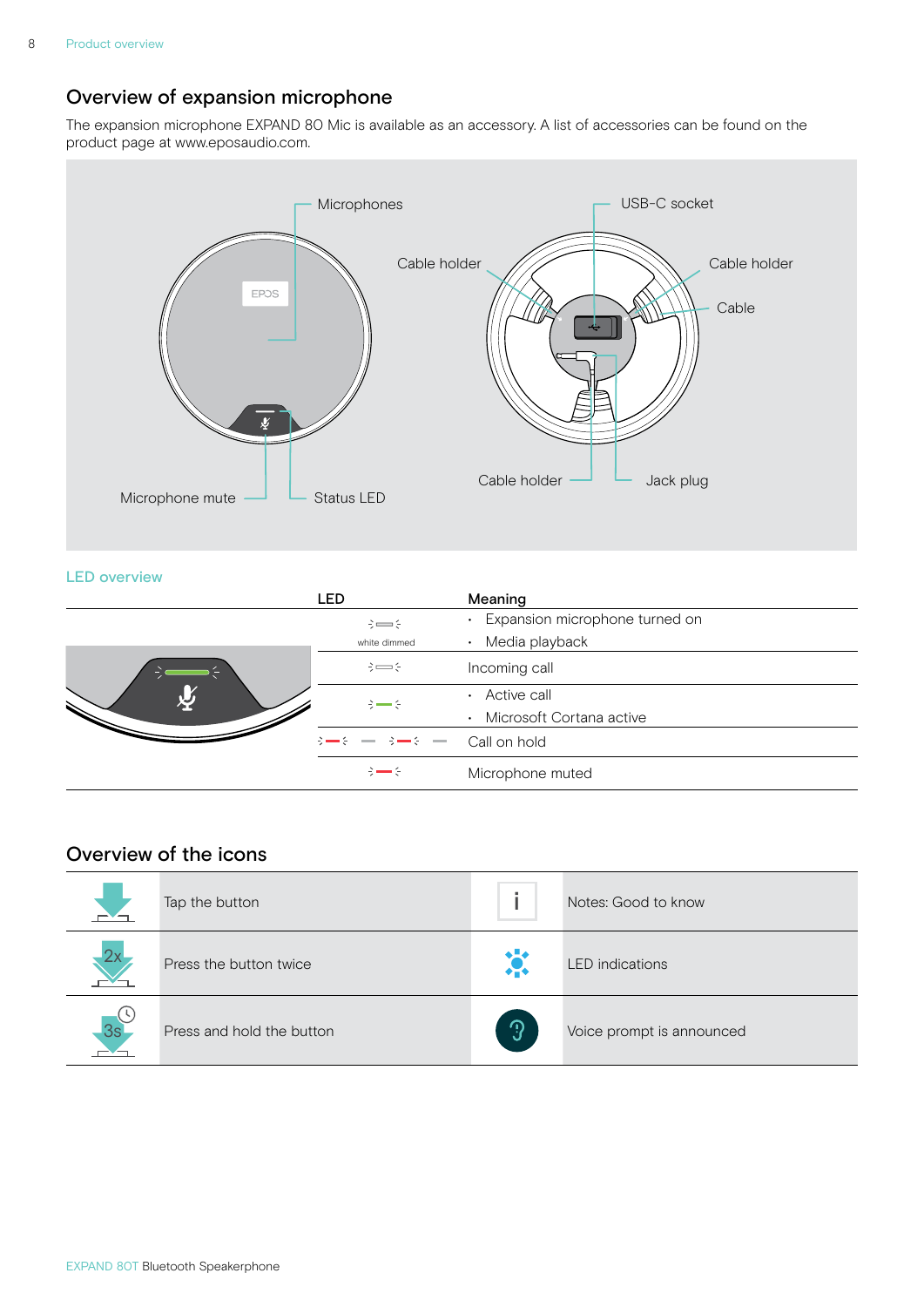## Overview of expansion microphone

The expansion microphone EXPAND 80 Mic is available as an accessory. A list of accessories can be found on the product page at www.eposaudio.com.

Microphones

Cable holder

USB-C socket

Cable holder

Cable

Cable holder

Jack plug

Microphone mute

Status LED

### LED overview

| LED | Meaning |
|---|---|
| white dimmed | • Expansion microphone turned on<br>• Media playback |
| | Incoming call |
| | • Active call<br>• Microsoft Cortana active |
| | Call on hold |
| | Microphone muted |

## Overview of the icons

| | | | |
|---|---|---|---|
| | Tap the button | i | Notes: Good to know |
| 2x | Press the button twice | | LED indications |
| 3s | Press and hold the button | | Voice prompt is announced |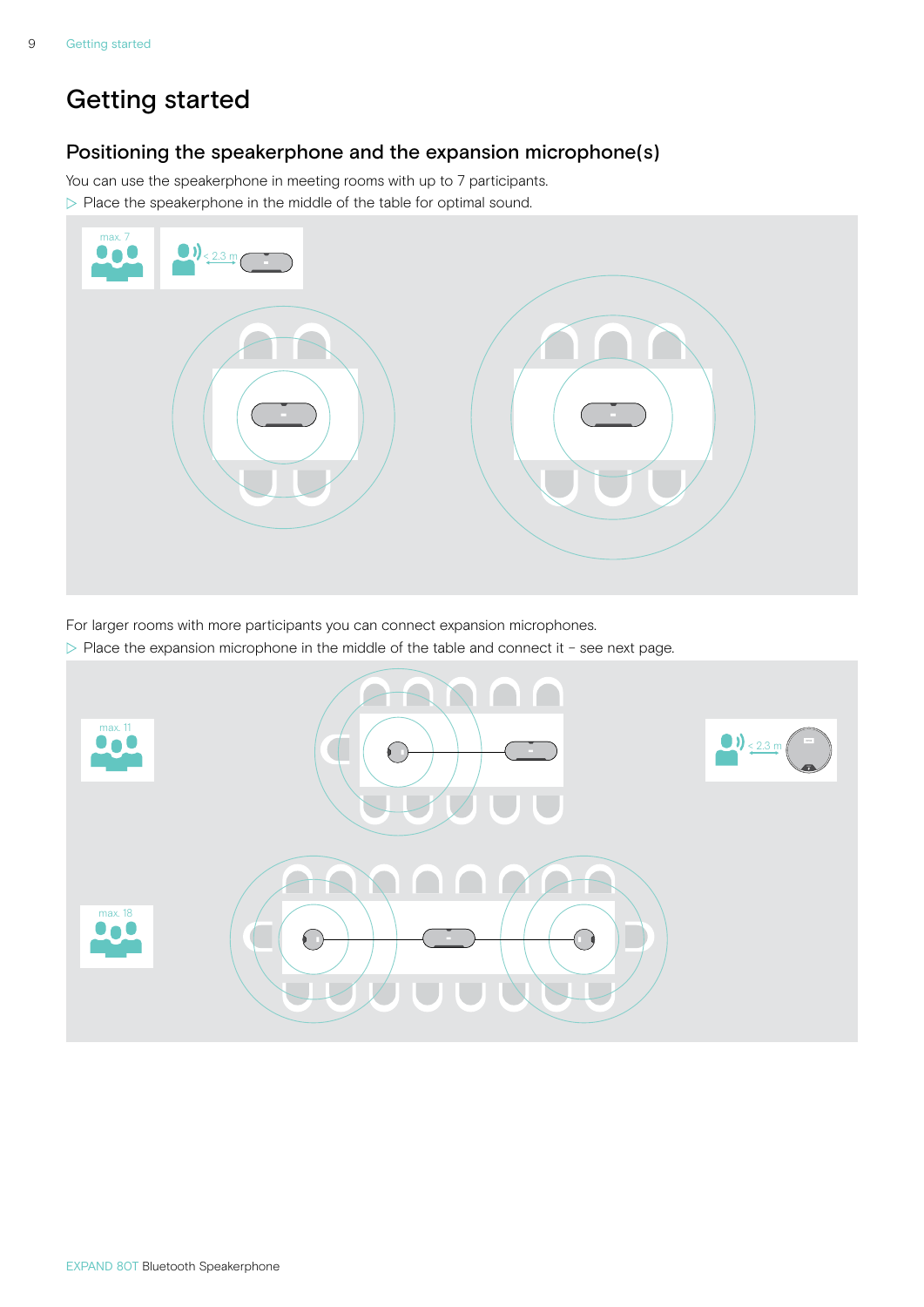# Getting started

## Positioning the speakerphone and the expansion microphone(s)

You can use the speakerphone in meeting rooms with up to 7 participants.

▷ Place the speakerphone in the middle of the table for optimal sound.

max. 7

< 2.3 m

For larger rooms with more participants you can connect expansion microphones.

▷ Place the expansion microphone in the middle of the table and connect it – see next page.

max. 11

< 2.3 m

max. 18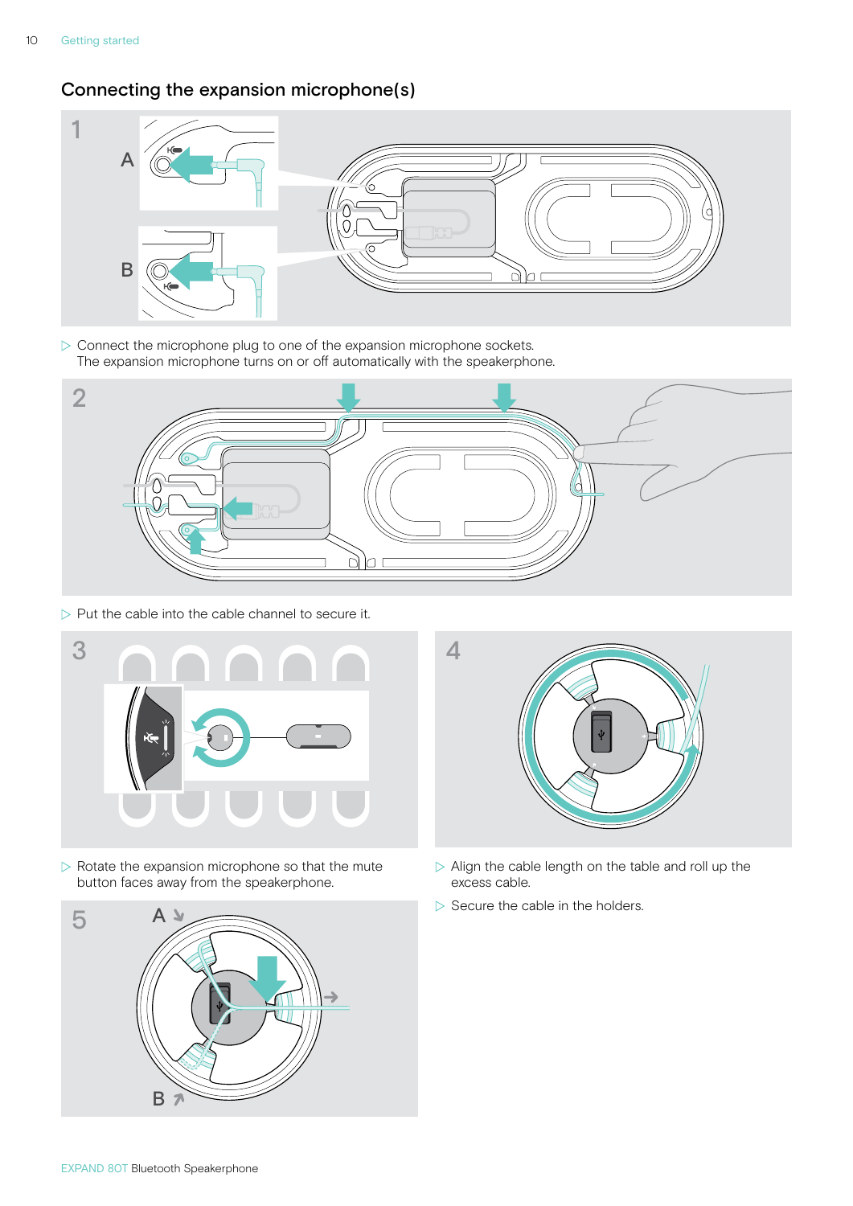## Connecting the expansion microphone(s)

▷ Connect the microphone plug to one of the expansion microphone sockets.
The expansion microphone turns on or off automatically with the speakerphone.

▷ Put the cable into the cable channel to secure it.

▷ Rotate the expansion microphone so that the mute button faces away from the speakerphone.

▷ Align the cable length on the table and roll up the excess cable.

▷ Secure the cable in the holders.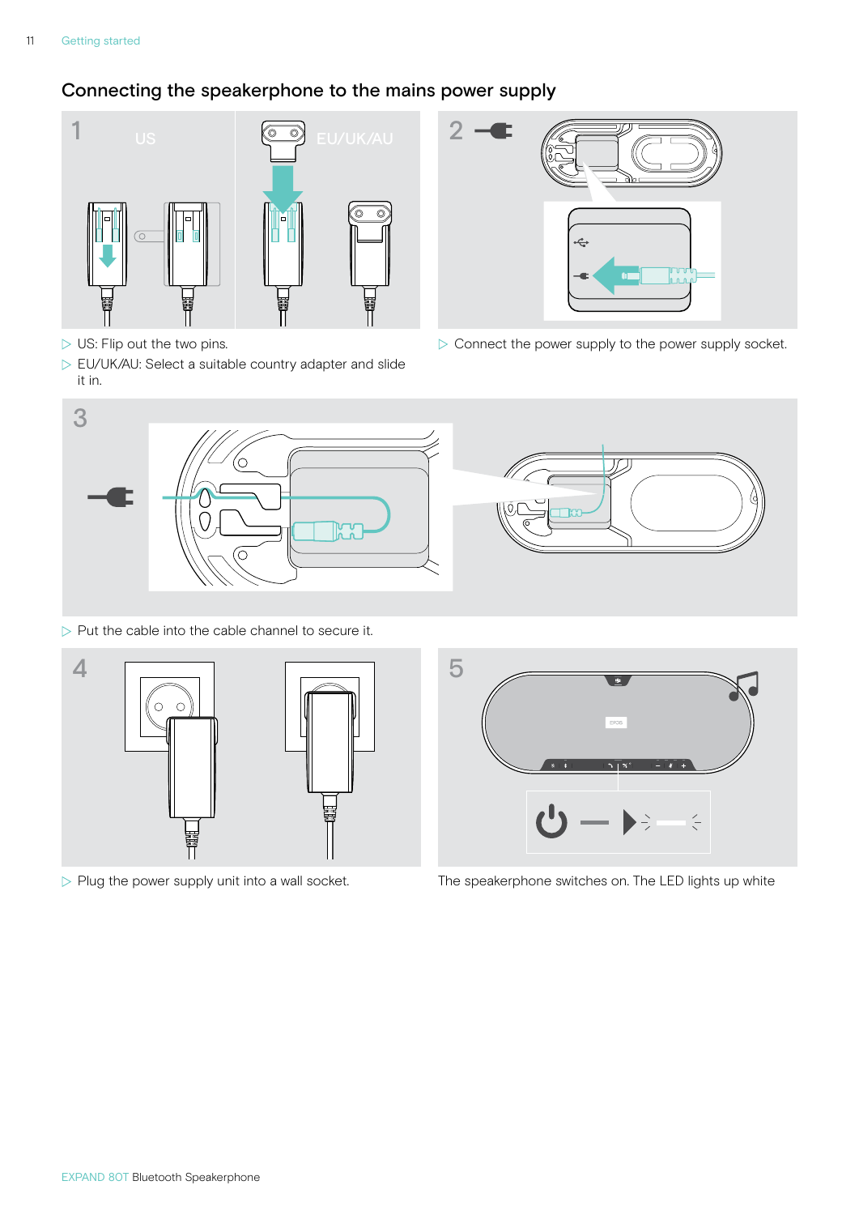## Connecting the speakerphone to the mains power supply

1

US

EU/UK/AU

- US: Flip out the two pins.
- EU/UK/AU: Select a suitable country adapter and slide it in.

2

- Connect the power supply to the power supply socket.

3

- Put the cable into the cable channel to secure it.

4

- Plug the power supply unit into a wall socket.

5

The speakerphone switches on. The LED lights up white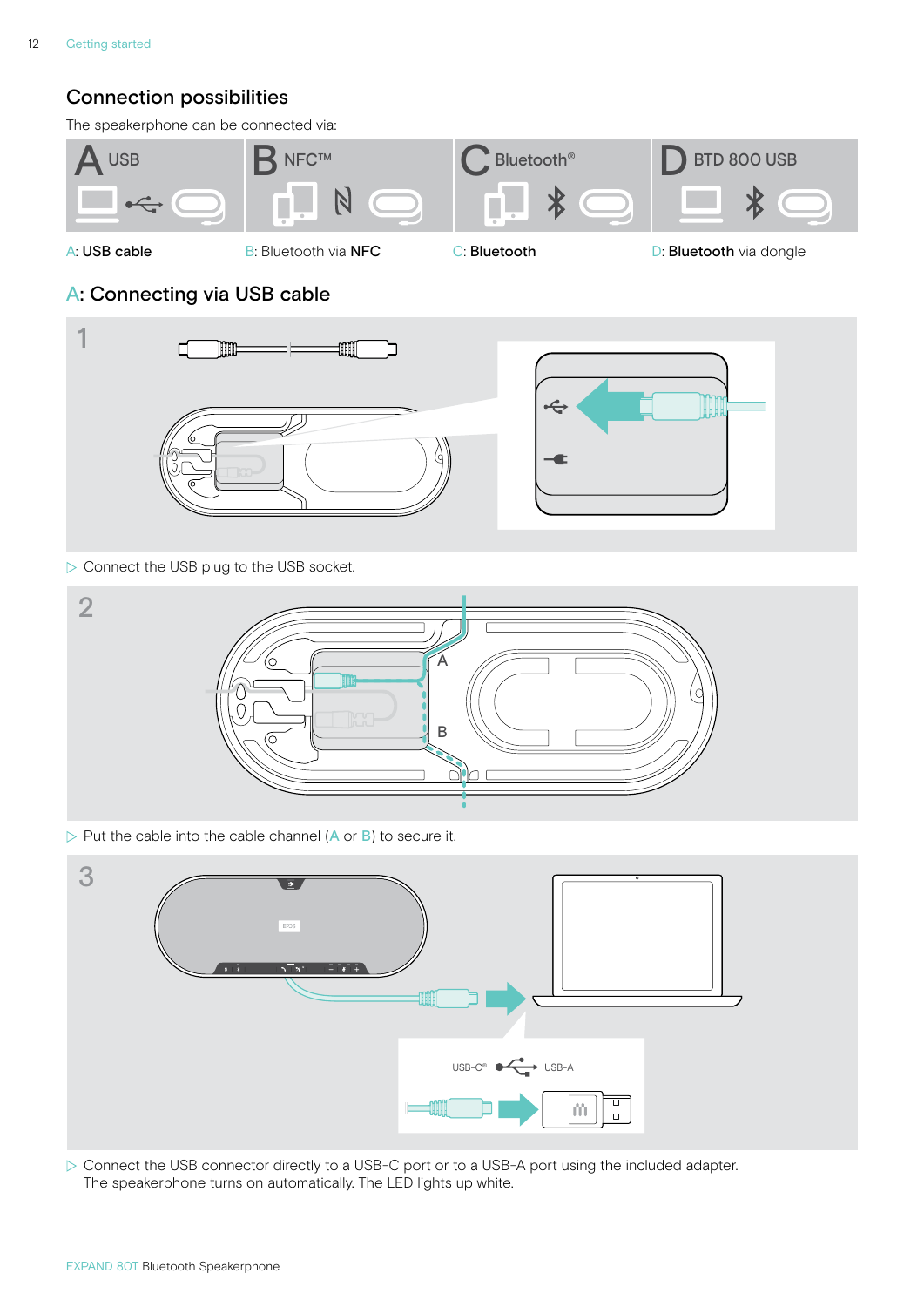## Connection possibilities

The speakerphone can be connected via:

| A USB | B NFC™ | C Bluetooth® | D BTD 800 USB |
|---|---|---|---|
| A: **USB cable** | B: Bluetooth via **NFC** | C: **Bluetooth** | D: **Bluetooth** via dongle |

## A: Connecting via USB cable

1

▷ Connect the USB plug to the USB socket.

2

A

B

▷ Put the cable into the cable channel (A or B) to secure it.

3

USB-C® USB-A

▷ Connect the USB connector directly to a USB-C port or to a USB-A port using the included adapter.
The speakerphone turns on automatically. The LED lights up white.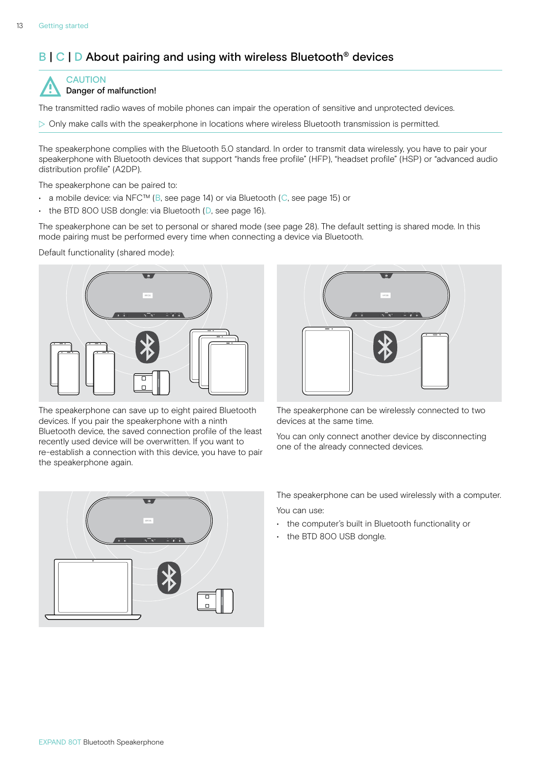## B | C | D About pairing and using with wireless Bluetooth® devices

**CAUTION**

**Danger of malfunction!**

The transmitted radio waves of mobile phones can impair the operation of sensitive and unprotected devices.

▷ Only make calls with the speakerphone in locations where wireless Bluetooth transmission is permitted.

The speakerphone complies with the Bluetooth 5.0 standard. In order to transmit data wirelessly, you have to pair your speakerphone with Bluetooth devices that support "hands free profile" (HFP), "headset profile" (HSP) or "advanced audio distribution profile" (A2DP).

The speakerphone can be paired to:

- a mobile device: via NFC™ (B, see page 14) or via Bluetooth (C, see page 15) or
- the BTD 800 USB dongle: via Bluetooth (D, see page 16).

The speakerphone can be set to personal or shared mode (see page 28). The default setting is shared mode. In this mode pairing must be performed every time when connecting a device via Bluetooth.

Default functionality (shared mode):

The speakerphone can save up to eight paired Bluetooth devices. If you pair the speakerphone with a ninth Bluetooth device, the saved connection profile of the least recently used device will be overwritten. If you want to re-establish a connection with this device, you have to pair the speakerphone again.

The speakerphone can be wirelessly connected to two devices at the same time.

You can only connect another device by disconnecting one of the already connected devices.

The speakerphone can be used wirelessly with a computer.

You can use:

- the computer's built in Bluetooth functionality or
- the BTD 800 USB dongle.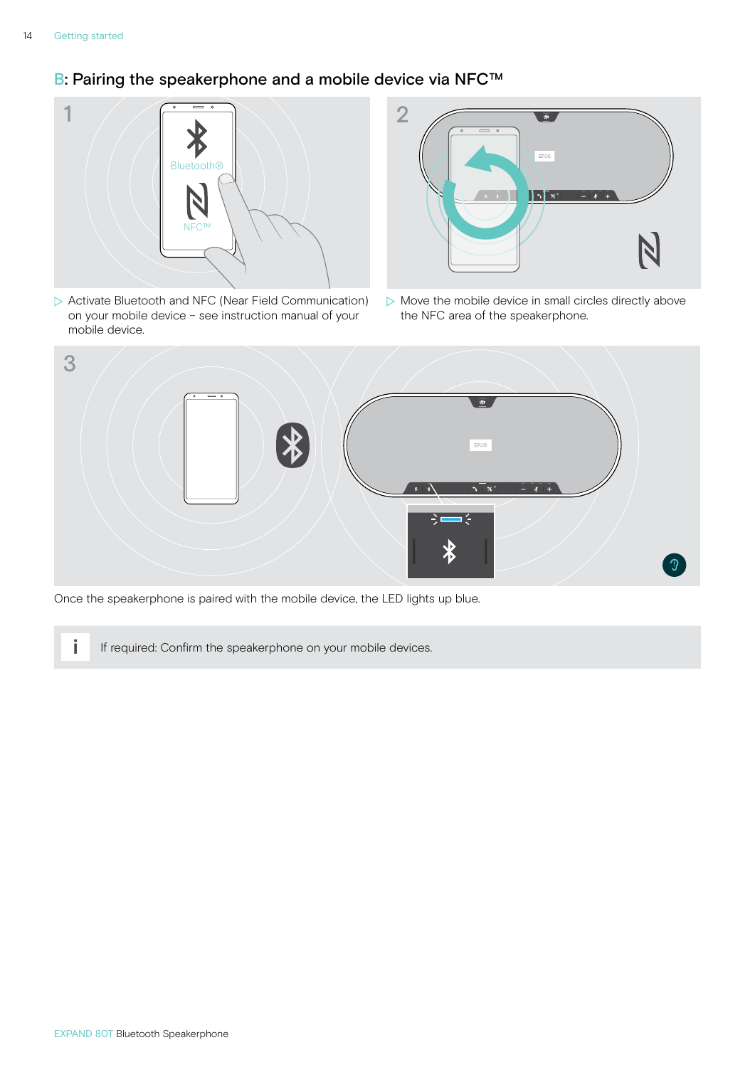## B: Pairing the speakerphone and a mobile device via NFC™

1

▷ Activate Bluetooth and NFC (Near Field Communication) on your mobile device – see instruction manual of your mobile device.

2

▷ Move the mobile device in small circles directly above the NFC area of the speakerphone.

3

Once the speakerphone is paired with the mobile device, the LED lights up blue.

> **i** If required: Confirm the speakerphone on your mobile devices.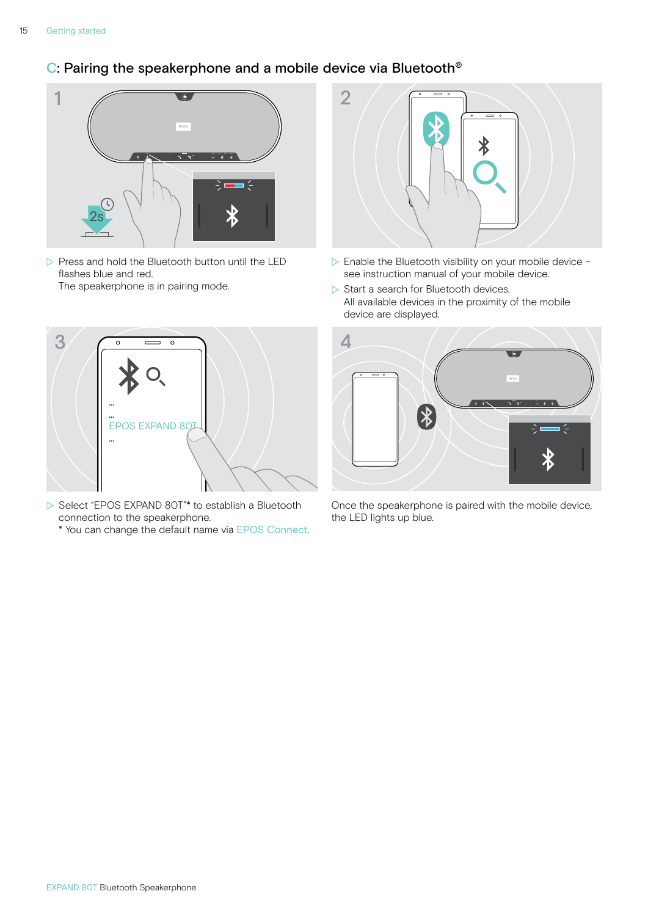## C: Pairing the speakerphone and a mobile device via Bluetooth®

1

- Press and hold the Bluetooth button until the LED flashes blue and red.
  The speakerphone is in pairing mode.

2

- Enable the Bluetooth visibility on your mobile device – see instruction manual of your mobile device.
- Start a search for Bluetooth devices.
  All available devices in the proximity of the mobile device are displayed.

3

- Select "EPOS EXPAND 80T"* to establish a Bluetooth connection to the speakerphone.
  * You can change the default name via EPOS Connect.

4

Once the speakerphone is paired with the mobile device, the LED lights up blue.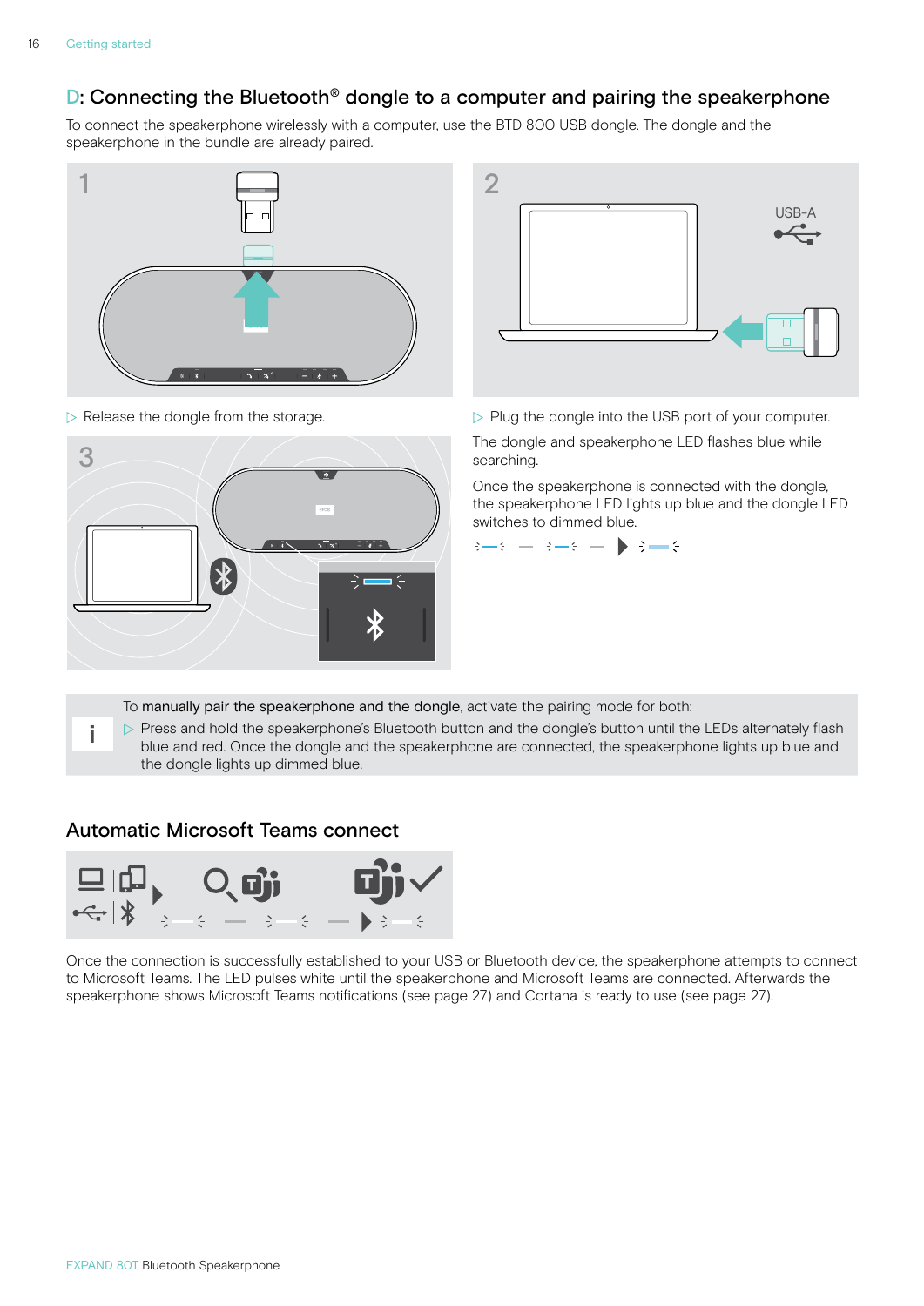## D: Connecting the Bluetooth® dongle to a computer and pairing the speakerphone

To connect the speakerphone wirelessly with a computer, use the BTD 800 USB dongle. The dongle and the speakerphone in the bundle are already paired.

1

▷ Release the dongle from the storage.

2

USB-A

▷ Plug the dongle into the USB port of your computer.

The dongle and speakerphone LED flashes blue while searching.

Once the speakerphone is connected with the dongle, the speakerphone LED lights up blue and the dongle LED switches to dimmed blue.

3

To **manually pair the speakerphone and the dongle**, activate the pairing mode for both:

▷ Press and hold the speakerphone's Bluetooth button and the dongle's button until the LEDs alternately flash blue and red. Once the dongle and the speakerphone are connected, the speakerphone lights up blue and the dongle lights up dimmed blue.

## Automatic Microsoft Teams connect

Once the connection is successfully established to your USB or Bluetooth device, the speakerphone attempts to connect to Microsoft Teams. The LED pulses white until the speakerphone and Microsoft Teams are connected. Afterwards the speakerphone shows Microsoft Teams notifications (see page 27) and Cortana is ready to use (see page 27).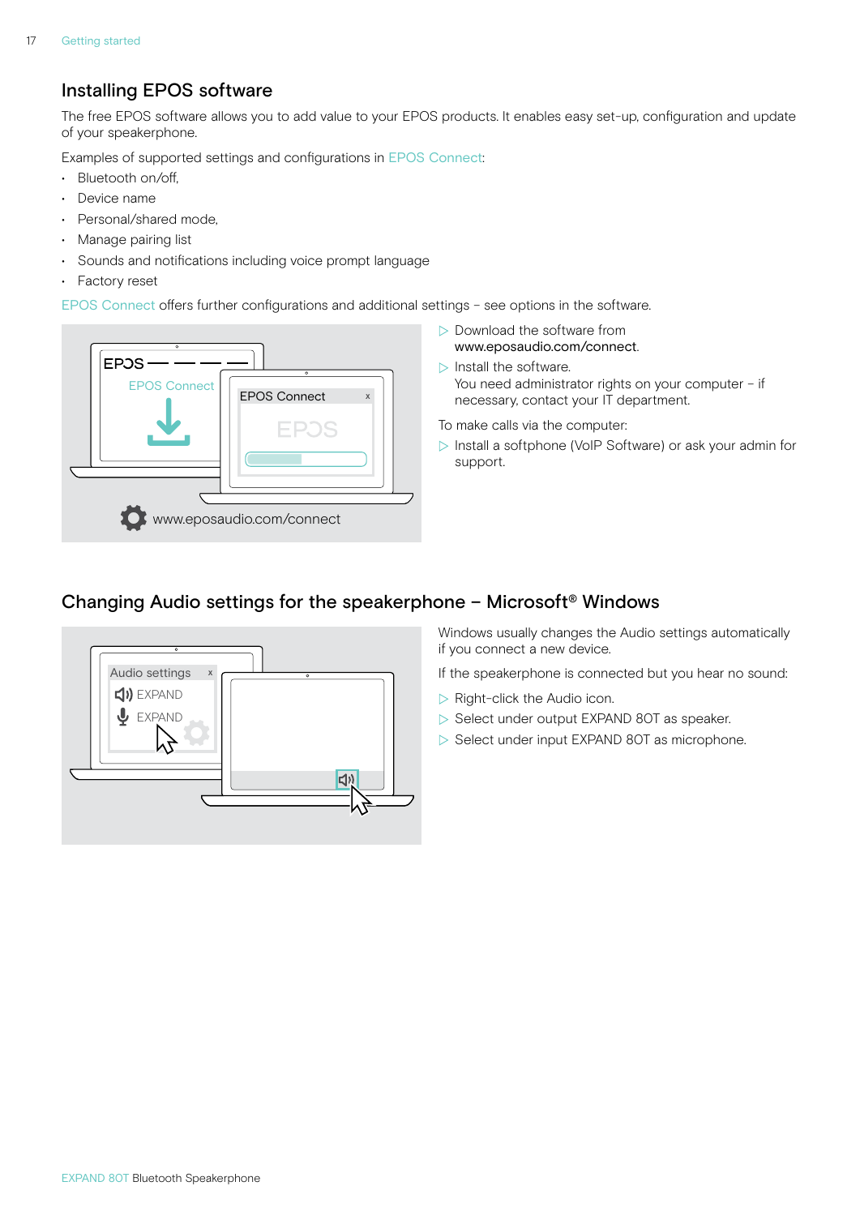## Installing EPOS software

The free EPOS software allows you to add value to your EPOS products. It enables easy set-up, configuration and update of your speakerphone.

Examples of supported settings and configurations in EPOS Connect:

- Bluetooth on/off,
- Device name
- Personal/shared mode,
- Manage pairing list
- Sounds and notifications including voice prompt language
- Factory reset

EPOS Connect offers further configurations and additional settings – see options in the software.

▷ Download the software from www.eposaudio.com/connect.

▷ Install the software.
You need administrator rights on your computer – if necessary, contact your IT department.

To make calls via the computer:

▷ Install a softphone (VoIP Software) or ask your admin for support.

## Changing Audio settings for the speakerphone – Microsoft® Windows

Windows usually changes the Audio settings automatically if you connect a new device.

If the speakerphone is connected but you hear no sound:

▷ Right-click the Audio icon.

▷ Select under output EXPAND 80T as speaker.

▷ Select under input EXPAND 80T as microphone.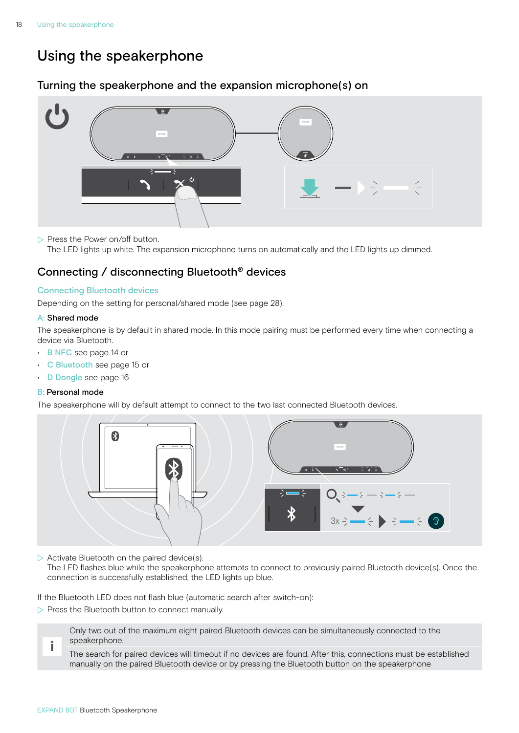# Using the speakerphone

## Turning the speakerphone and the expansion microphone(s) on

▷ Press the Power on/off button.
The LED lights up white. The expansion microphone turns on automatically and the LED lights up dimmed.

## Connecting / disconnecting Bluetooth® devices

### Connecting Bluetooth devices

Depending on the setting for personal/shared mode (see page 28).

A: Shared mode

The speakerphone is by default in shared mode. In this mode pairing must be performed every time when connecting a device via Bluetooth.

- B NFC see page 14 or
- C Bluetooth see page 15 or
- D Dongle see page 16

B: Personal mode

The speakerphone will by default attempt to connect to the two last connected Bluetooth devices.

▷ Activate Bluetooth on the paired device(s).
The LED flashes blue while the speakerphone attempts to connect to previously paired Bluetooth device(s). Once the connection is successfully established, the LED lights up blue.

If the Bluetooth LED does not flash blue (automatic search after switch-on):

▷ Press the Bluetooth button to connect manually.

> **i** Only two out of the maximum eight paired Bluetooth devices can be simultaneously connected to the speakerphone.
>
> The search for paired devices will timeout if no devices are found. After this, connections must be established manually on the paired Bluetooth device or by pressing the Bluetooth button on the speakerphone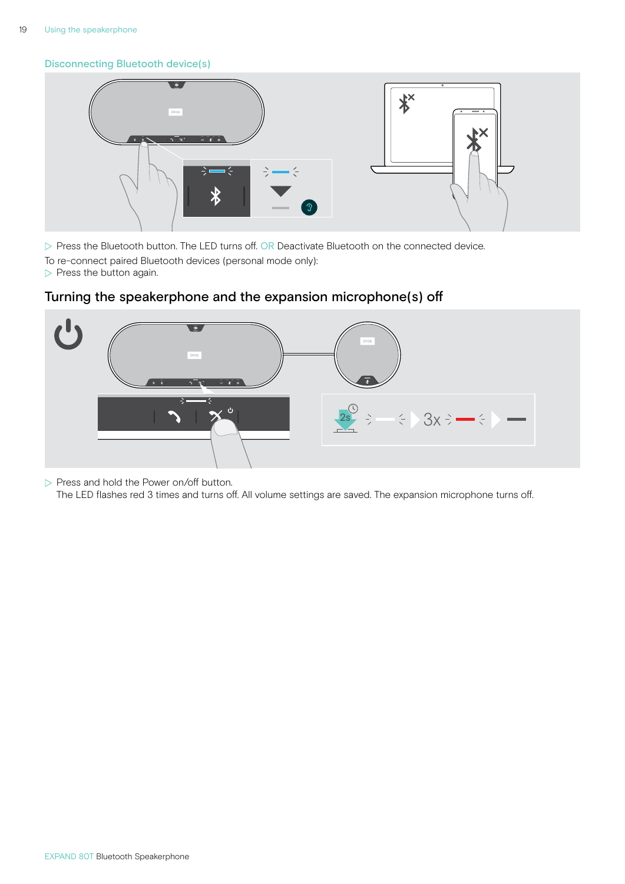## Disconnecting Bluetooth device(s)

▷ Press the Bluetooth button. The LED turns off. OR Deactivate Bluetooth on the connected device.

To re-connect paired Bluetooth devices (personal mode only):

▷ Press the button again.

## Turning the speakerphone and the expansion microphone(s) off

▷ Press and hold the Power on/off button.
The LED flashes red 3 times and turns off. All volume settings are saved. The expansion microphone turns off.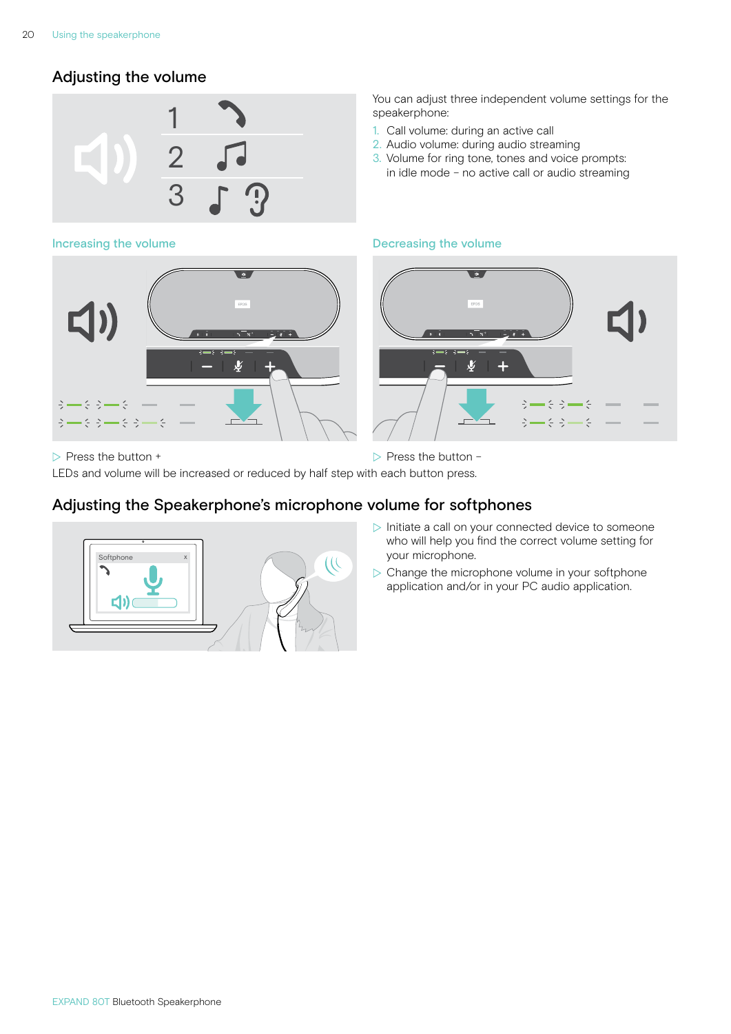## Adjusting the volume

You can adjust three independent volume settings for the speakerphone:

1. Call volume: during an active call
2. Audio volume: during audio streaming
3. Volume for ring tone, tones and voice prompts: in idle mode – no active call or audio streaming

### Increasing the volume

▷ Press the button +

### Decreasing the volume

▷ Press the button –

LEDs and volume will be increased or reduced by half step with each button press.

## Adjusting the Speakerphone's microphone volume for softphones

▷ Initiate a call on your connected device to someone who will help you find the correct volume setting for your microphone.

▷ Change the microphone volume in your softphone application and/or in your PC audio application.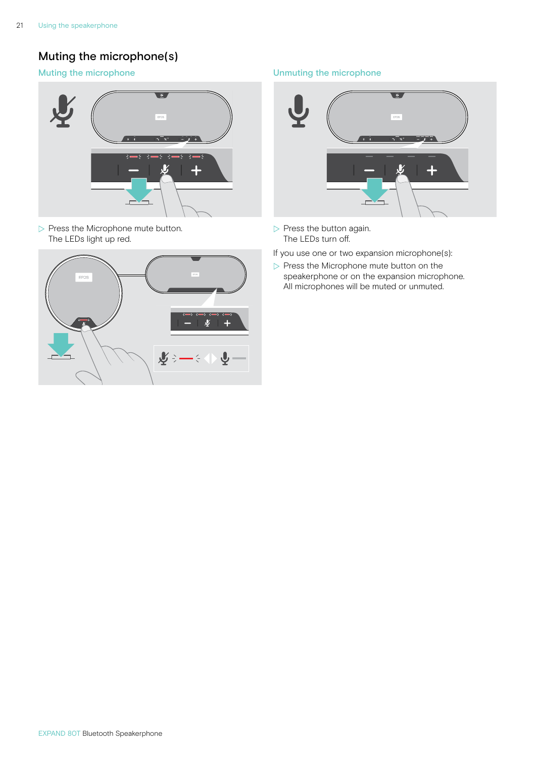# Muting the microphone(s)

## Muting the microphone

▷ Press the Microphone mute button.
The LEDs light up red.

## Unmuting the microphone

▷ Press the button again.
The LEDs turn off.

If you use one or two expansion microphone(s):

▷ Press the Microphone mute button on the speakerphone or on the expansion microphone.
All microphones will be muted or unmuted.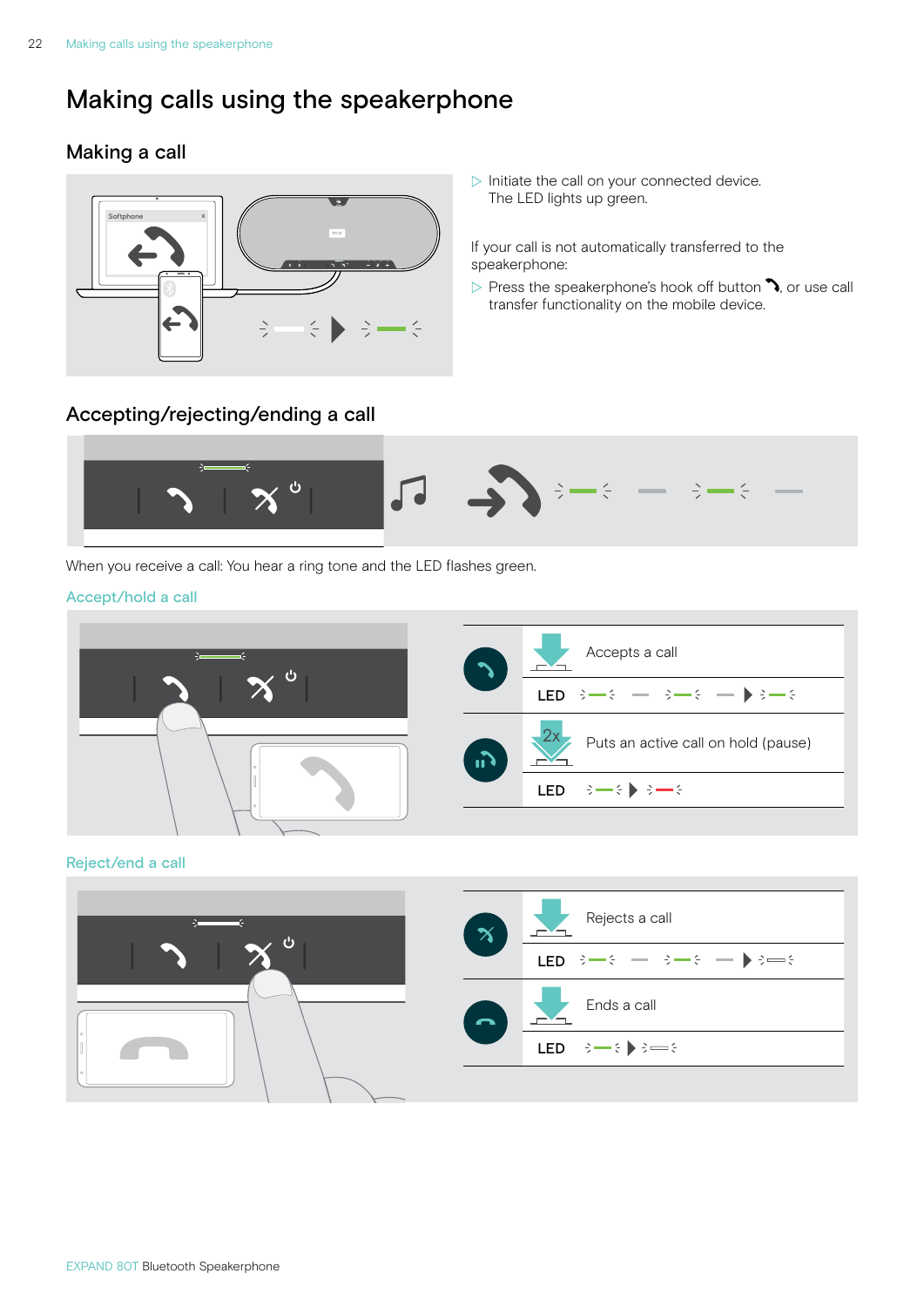# Making calls using the speakerphone

## Making a call

▷ Initiate the call on your connected device.
The LED lights up green.

If your call is not automatically transferred to the speakerphone:

▷ Press the speakerphone's hook off button, or use call transfer functionality on the mobile device.

## Accepting/rejecting/ending a call

When you receive a call: You hear a ring tone and the LED flashes green.

### Accept/hold a call

| | |
|---|---|
| Accepts a call | |
| LED | |
| 2x Puts an active call on hold (pause) | |
| LED | |

### Reject/end a call

| | |
|---|---|
| Rejects a call | |
| LED | |
| Ends a call | |
| LED | |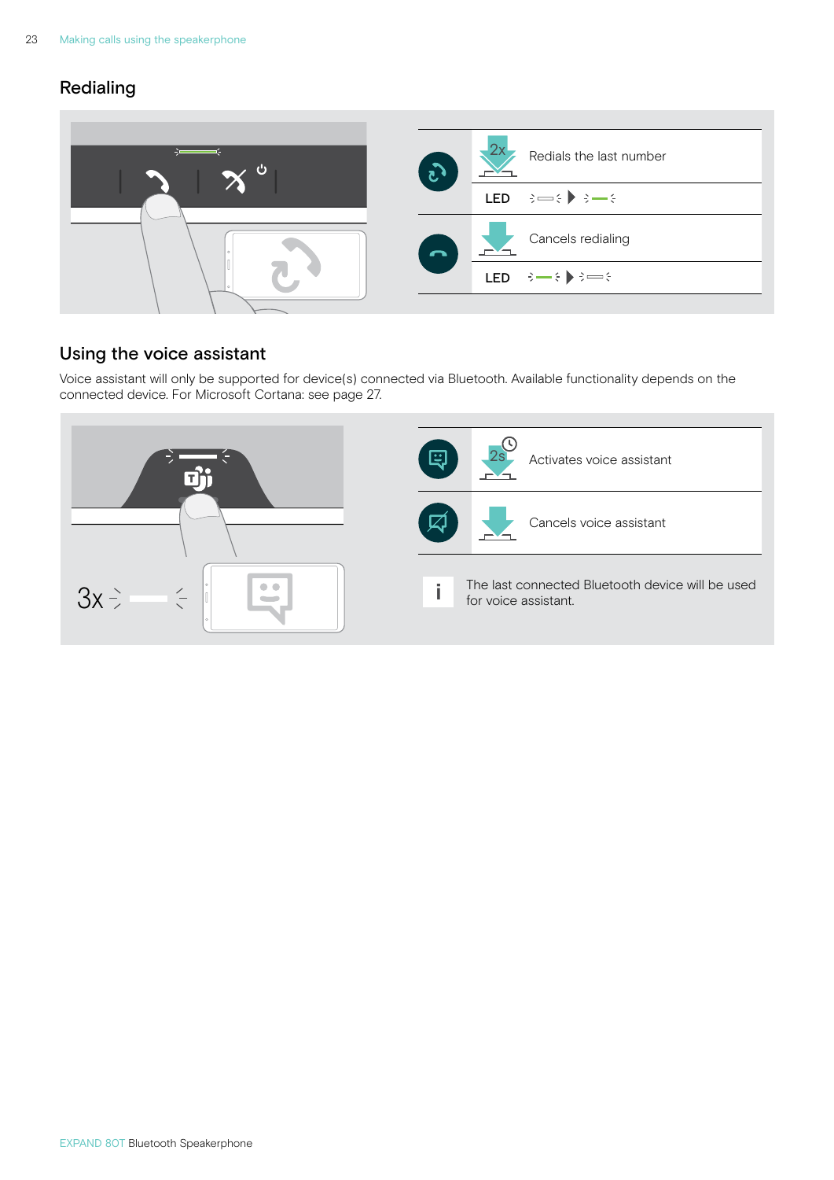## Redialing

| | | |
|---|---|---|
| | 2x | Redials the last number |
| | LED | |
| | | Cancels redialing |
| | LED | |

## Using the voice assistant

Voice assistant will only be supported for device(s) connected via Bluetooth. Available functionality depends on the connected device. For Microsoft Cortana: see page 27.

3x

| | | |
|---|---|---|
| | 2s | Activates voice assistant |
| | | Cancels voice assistant |

i The last connected Bluetooth device will be used for voice assistant.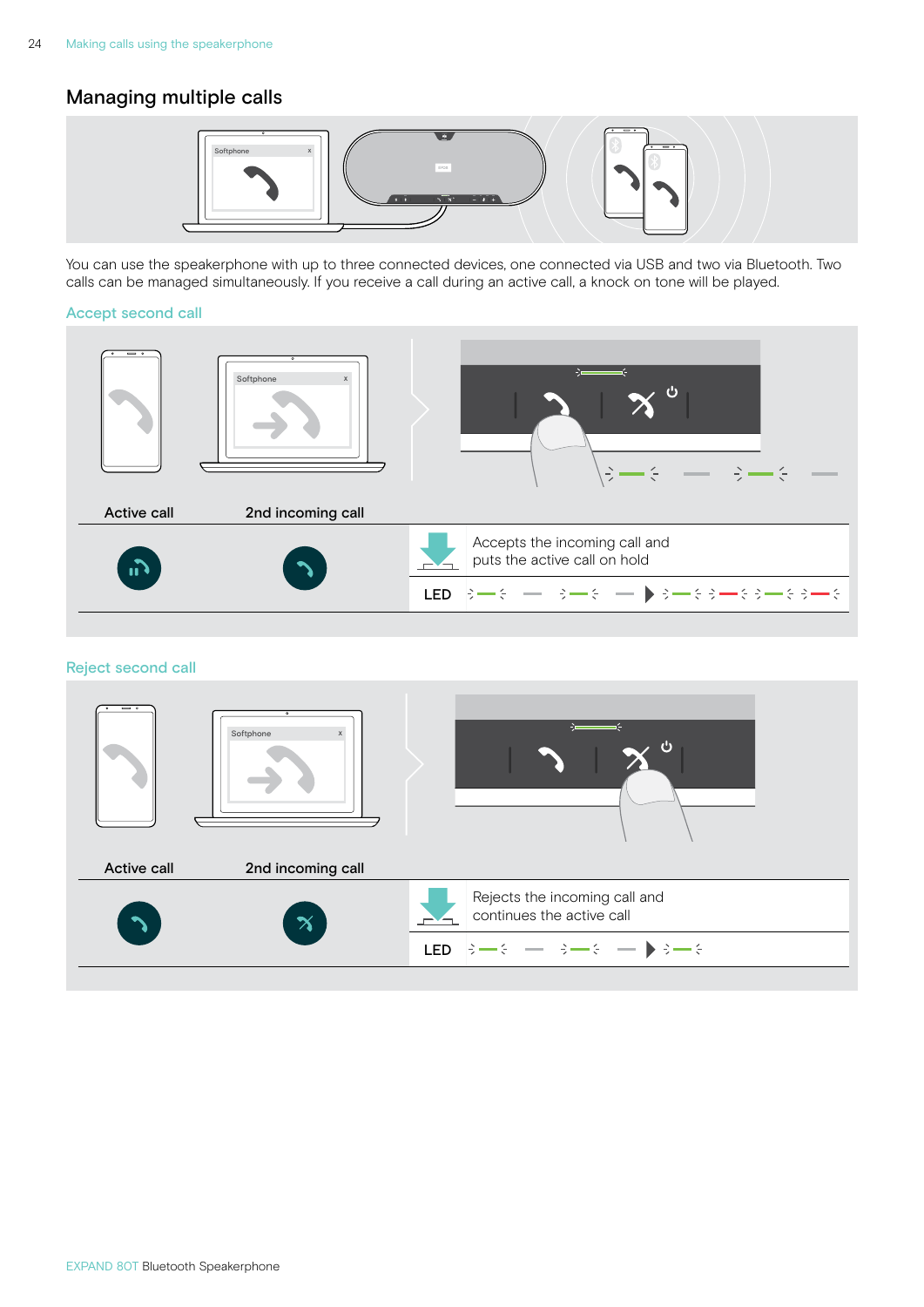## Managing multiple calls

You can use the speakerphone with up to three connected devices, one connected via USB and two via Bluetooth. Two calls can be managed simultaneously. If you receive a call during an active call, a knock on tone will be played.

### Accept second call

| Active call | 2nd incoming call | | |
|---|---|---|---|
| | | | Accepts the incoming call and puts the active call on hold |
| | | LED | |

### Reject second call

| Active call | 2nd incoming call | | |
|---|---|---|---|
| | | | Rejects the incoming call and continues the active call |
| | | LED | |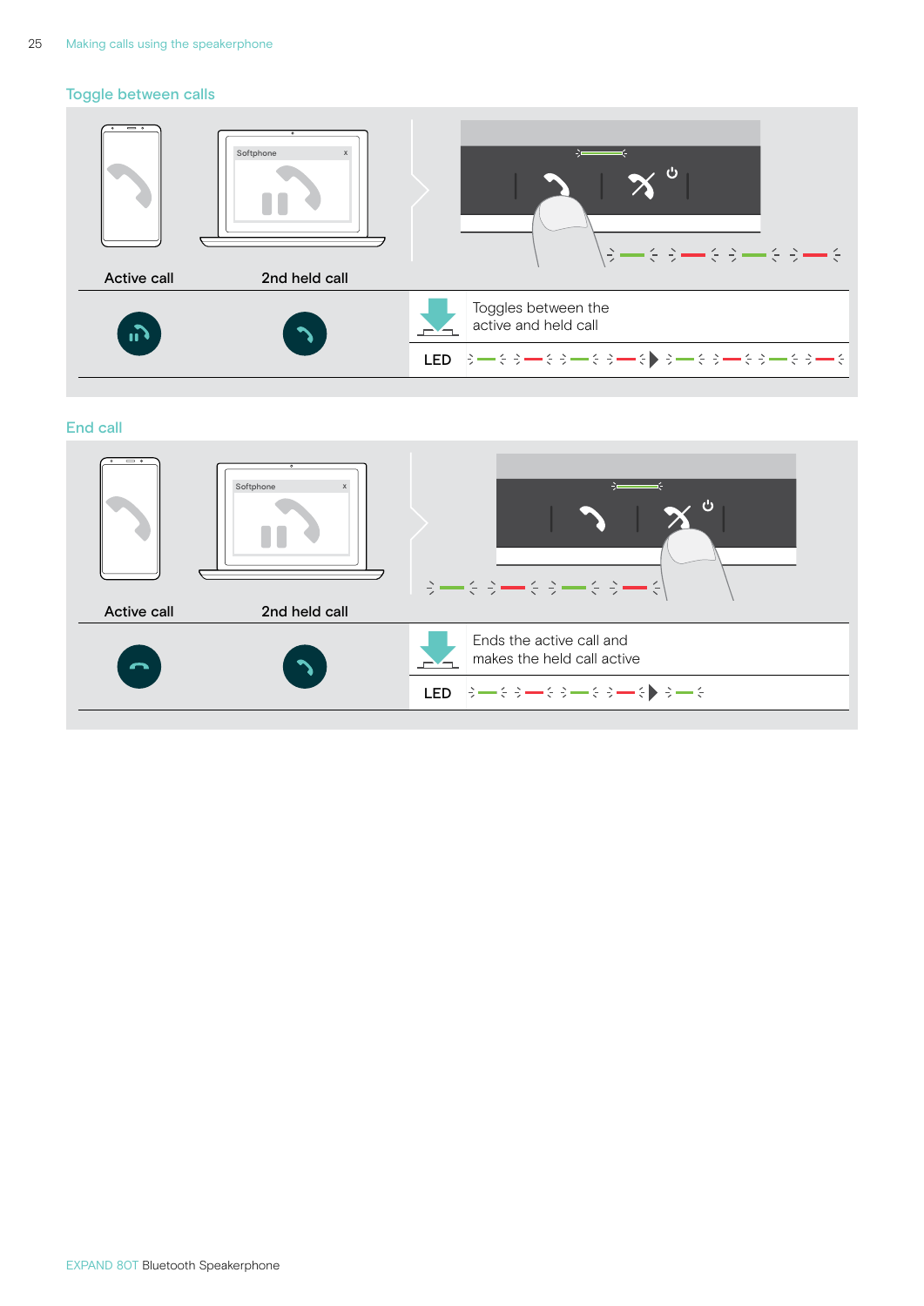## Toggle between calls

Active call

2nd held call

Toggles between the active and held call

LED

## End call

Active call

2nd held call

Ends the active call and makes the held call active

LED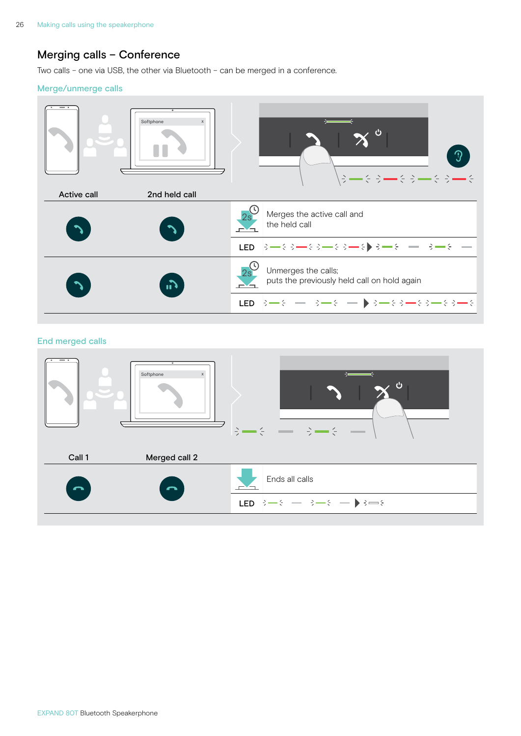# Merging calls – Conference

Two calls – one via USB, the other via Bluetooth – can be merged in a conference.

## Merge/unmerge calls

| Active call | 2nd held call | | |
|---|---|---|---|
| | | 2s | Merges the active call and the held call |
| | | LED | |
| | | 2s | Unmerges the calls; puts the previously held call on hold again |
| | | LED | |

## End merged calls

| Call 1 | Merged call 2 | | |
|---|---|---|---|
| | | | Ends all calls |
| | | LED | |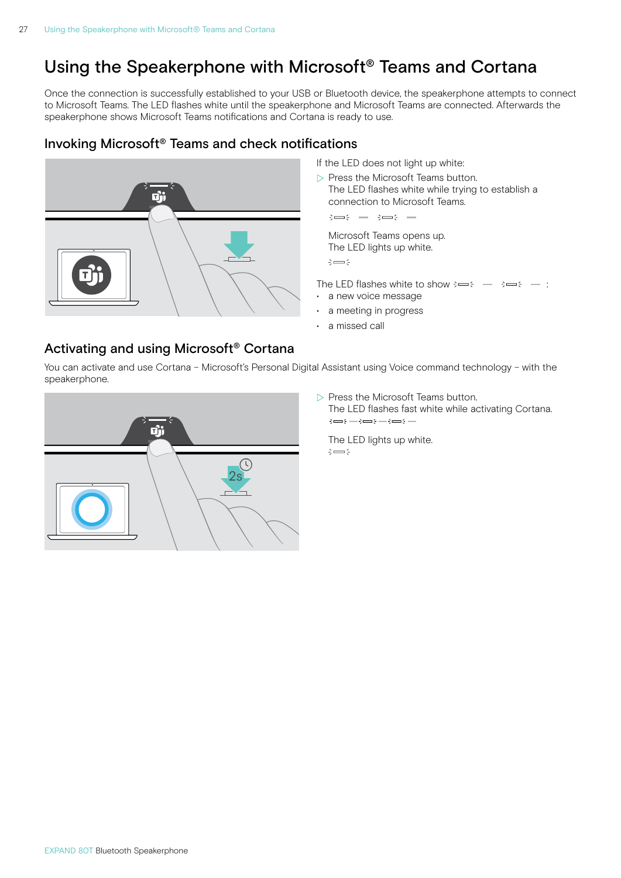# Using the Speakerphone with Microsoft® Teams and Cortana

Once the connection is successfully established to your USB or Bluetooth device, the speakerphone attempts to connect to Microsoft Teams. The LED flashes white until the speakerphone and Microsoft Teams are connected. Afterwards the speakerphone shows Microsoft Teams notifications and Cortana is ready to use.

## Invoking Microsoft® Teams and check notifications

If the LED does not light up white:

▷ Press the Microsoft Teams button.
The LED flashes white while trying to establish a connection to Microsoft Teams.

Microsoft Teams opens up.
The LED lights up white.

The LED flashes white to show:

- a new voice message
- a meeting in progress
- a missed call

## Activating and using Microsoft® Cortana

You can activate and use Cortana – Microsoft's Personal Digital Assistant using Voice command technology – with the speakerphone.

▷ Press the Microsoft Teams button.
The LED flashes fast white while activating Cortana.

The LED lights up white.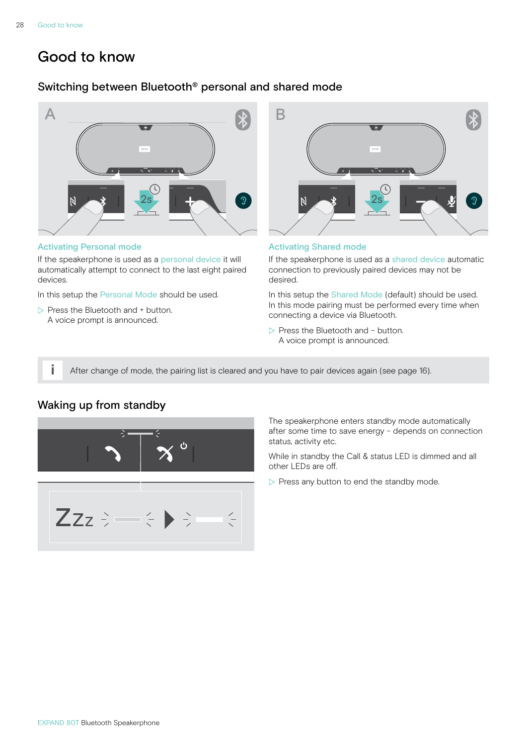# Good to know

## Switching between Bluetooth® personal and shared mode

### Activating Personal mode

If the speakerphone is used as a personal device it will automatically attempt to connect to the last eight paired devices.

In this setup the Personal Mode should be used.

▷ Press the Bluetooth and + button.
A voice prompt is announced.

### Activating Shared mode

If the speakerphone is used as a shared device automatic connection to previously paired devices may not be desired.

In this setup the Shared Mode (default) should be used. In this mode pairing must be performed every time when connecting a device via Bluetooth.

▷ Press the Bluetooth and – button.
A voice prompt is announced.

i After change of mode, the pairing list is cleared and you have to pair devices again (see page 16).

## Waking up from standby

The speakerphone enters standby mode automatically after some time to save energy – depends on connection status, activity etc.

While in standby the Call & status LED is dimmed and all other LEDs are off.

▷ Press any button to end the standby mode.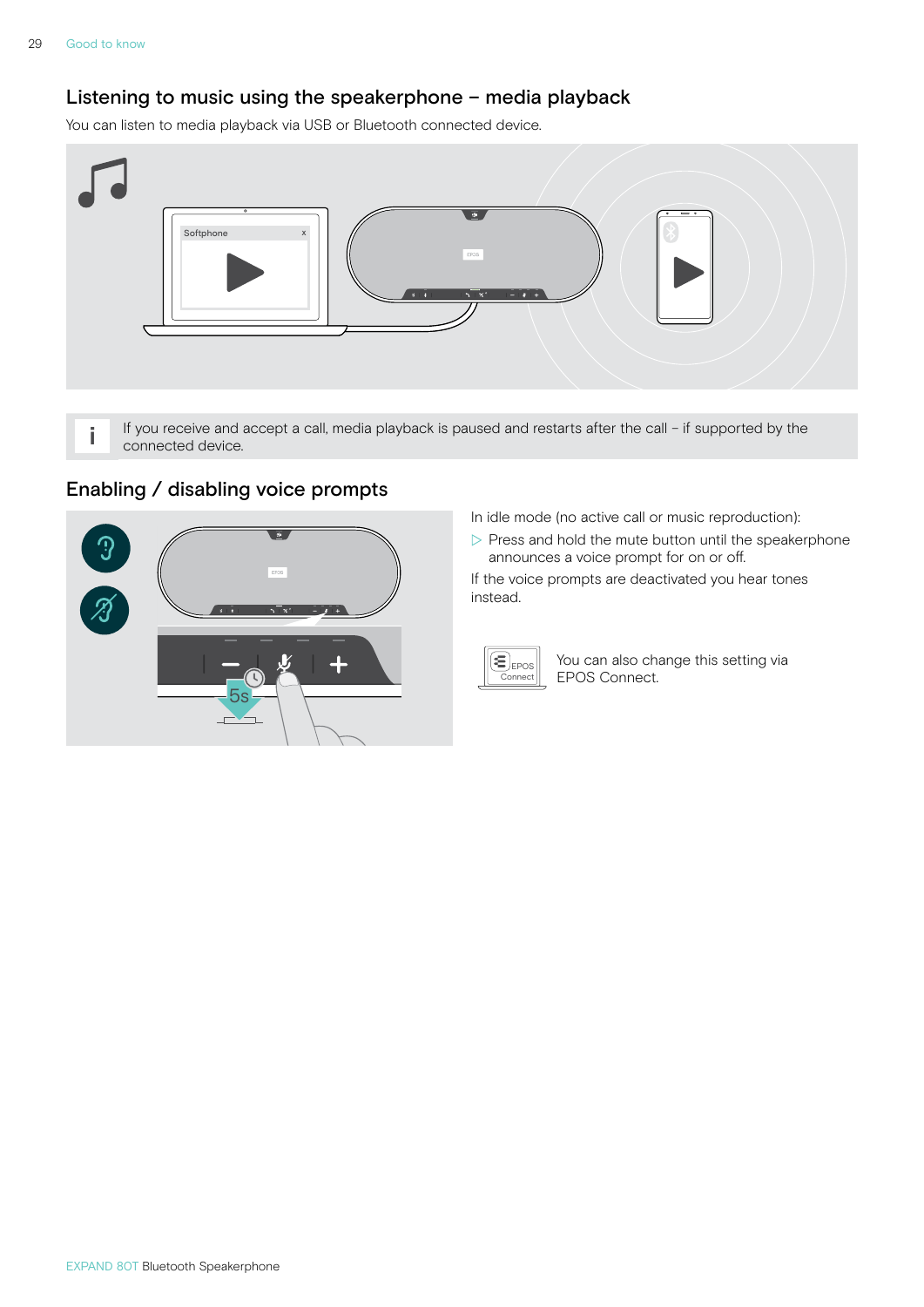## Listening to music using the speakerphone – media playback

You can listen to media playback via USB or Bluetooth connected device.

i If you receive and accept a call, media playback is paused and restarts after the call – if supported by the connected device.

## Enabling / disabling voice prompts

In idle mode (no active call or music reproduction):

- ▷ Press and hold the mute button until the speakerphone announces a voice prompt for on or off.

If the voice prompts are deactivated you hear tones instead.

You can also change this setting via EPOS Connect.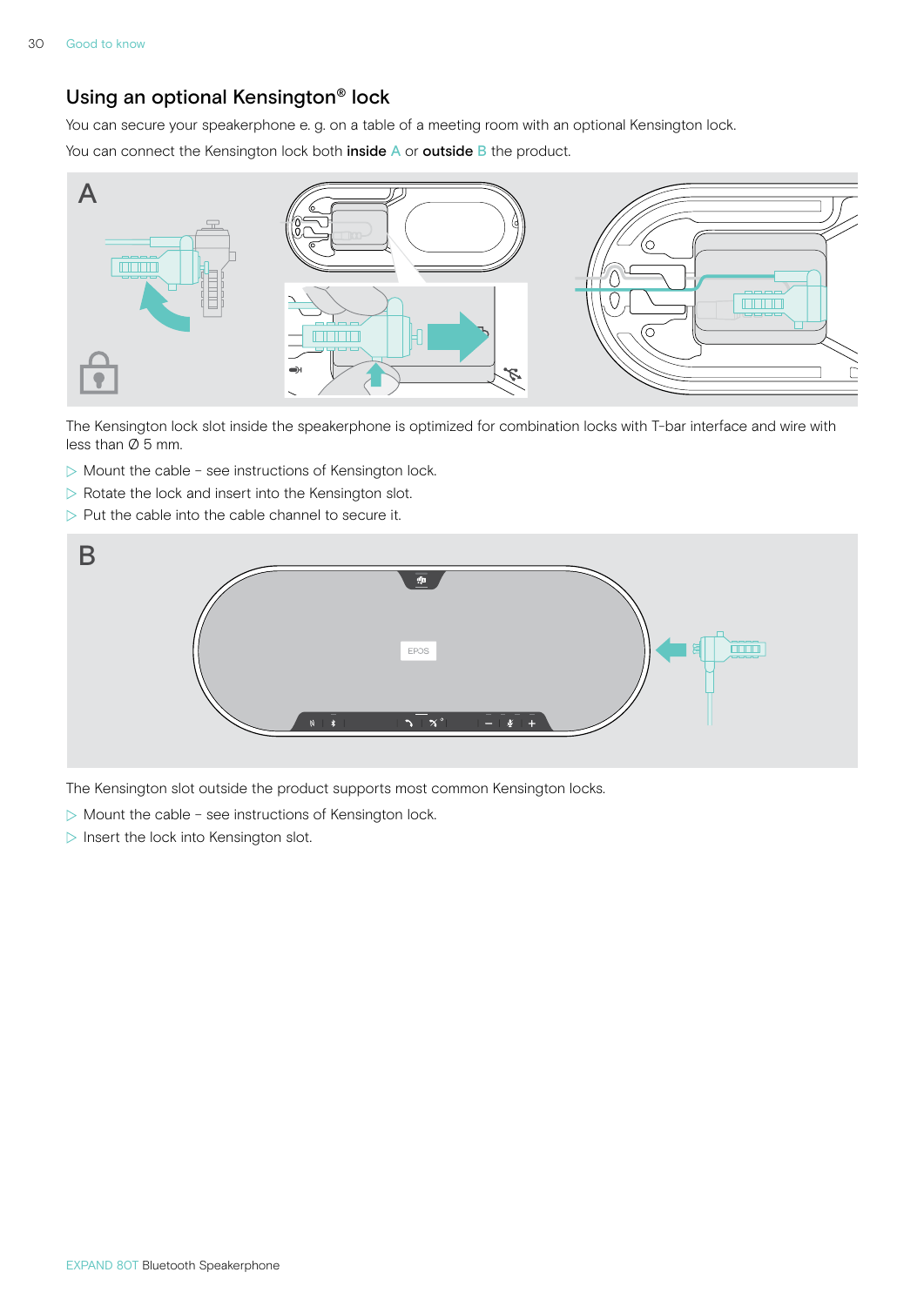## Using an optional Kensington® lock

You can secure your speakerphone e. g. on a table of a meeting room with an optional Kensington lock.

You can connect the Kensington lock both **inside** A or **outside** B the product.

The Kensington lock slot inside the speakerphone is optimized for combination locks with T-bar interface and wire with less than Ø 5 mm.

▷ Mount the cable – see instructions of Kensington lock.

▷ Rotate the lock and insert into the Kensington slot.

▷ Put the cable into the cable channel to secure it.

The Kensington slot outside the product supports most common Kensington locks.

▷ Mount the cable – see instructions of Kensington lock.

▷ Insert the lock into Kensington slot.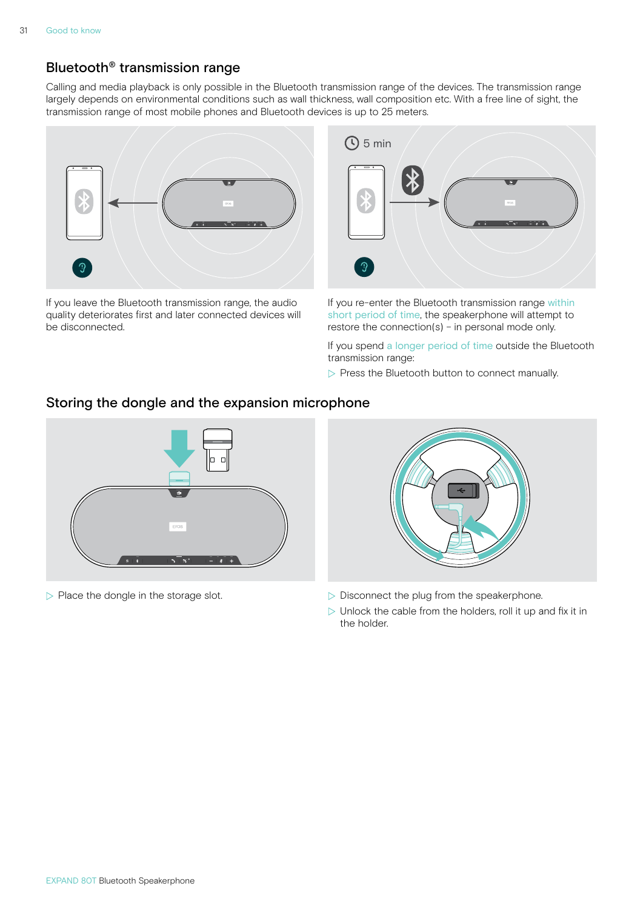## Bluetooth® transmission range

Calling and media playback is only possible in the Bluetooth transmission range of the devices. The transmission range largely depends on environmental conditions such as wall thickness, wall composition etc. With a free line of sight, the transmission range of most mobile phones and Bluetooth devices is up to 25 meters.

If you leave the Bluetooth transmission range, the audio quality deteriorates first and later connected devices will be disconnected.

If you re-enter the Bluetooth transmission range within short period of time, the speakerphone will attempt to restore the connection(s) – in personal mode only.

If you spend a longer period of time outside the Bluetooth transmission range:

▷ Press the Bluetooth button to connect manually.

## Storing the dongle and the expansion microphone

▷ Place the dongle in the storage slot.

▷ Disconnect the plug from the speakerphone.

▷ Unlock the cable from the holders, roll it up and fix it in the holder.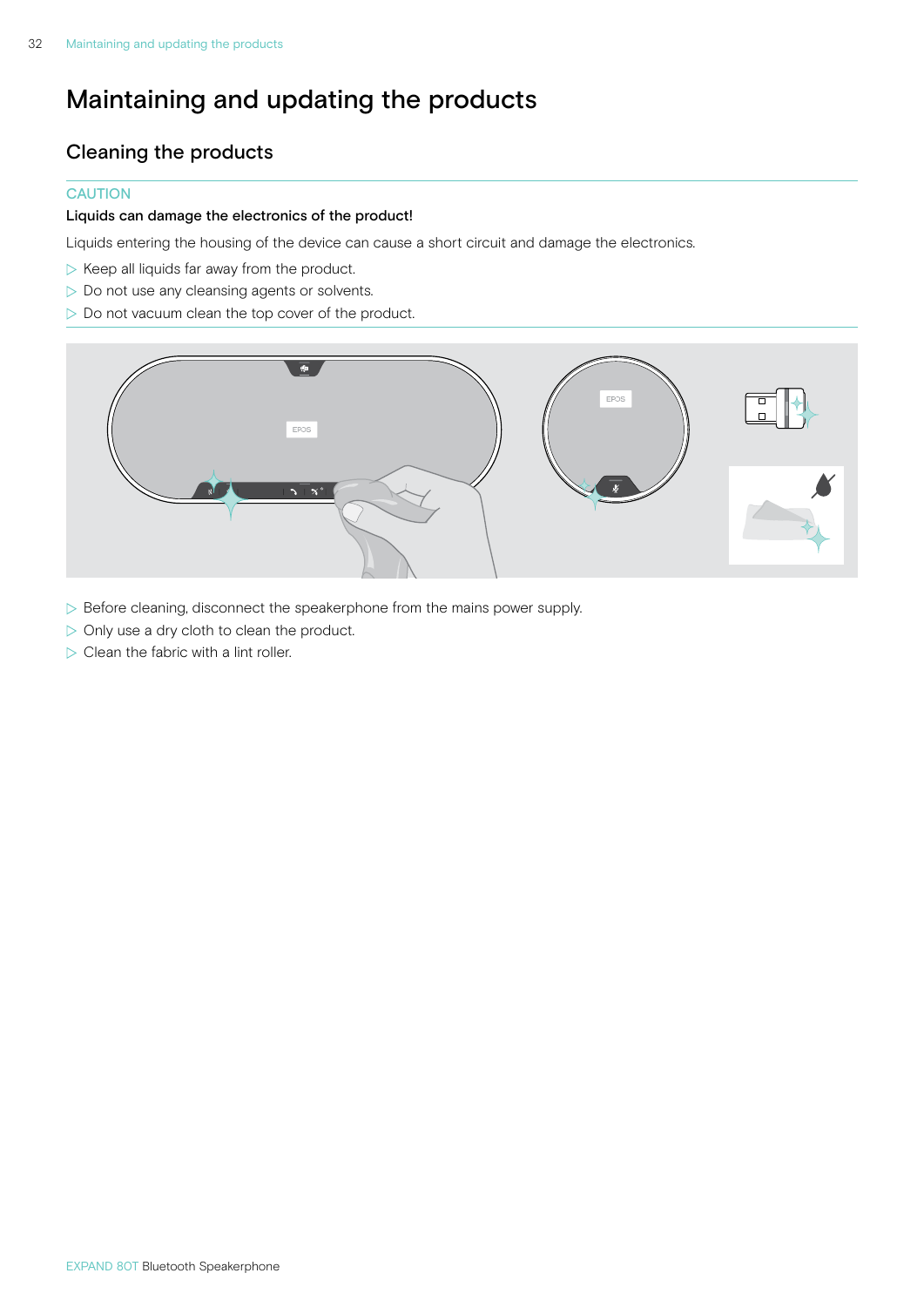# Maintaining and updating the products

## Cleaning the products

CAUTION

**Liquids can damage the electronics of the product!**

Liquids entering the housing of the device can cause a short circuit and damage the electronics.

- Keep all liquids far away from the product.
- Do not use any cleansing agents or solvents.
- Do not vacuum clean the top cover of the product.

- Before cleaning, disconnect the speakerphone from the mains power supply.
- Only use a dry cloth to clean the product.
- Clean the fabric with a lint roller.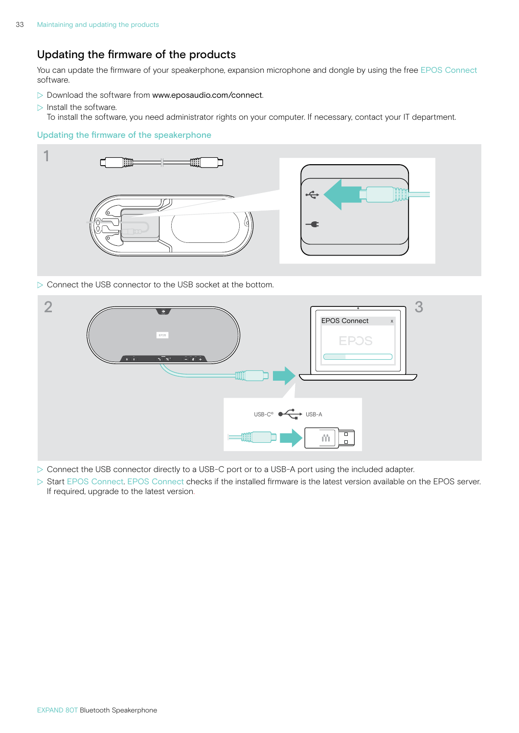# Updating the firmware of the products

You can update the firmware of your speakerphone, expansion microphone and dongle by using the free EPOS Connect software.

▷ Download the software from www.eposaudio.com/connect.

▷ Install the software.
To install the software, you need administrator rights on your computer. If necessary, contact your IT department.

## Updating the firmware of the speakerphone

▷ Connect the USB connector to the USB socket at the bottom.

▷ Connect the USB connector directly to a USB-C port or to a USB-A port using the included adapter.

▷ Start EPOS Connect. EPOS Connect checks if the installed firmware is the latest version available on the EPOS server. If required, upgrade to the latest version.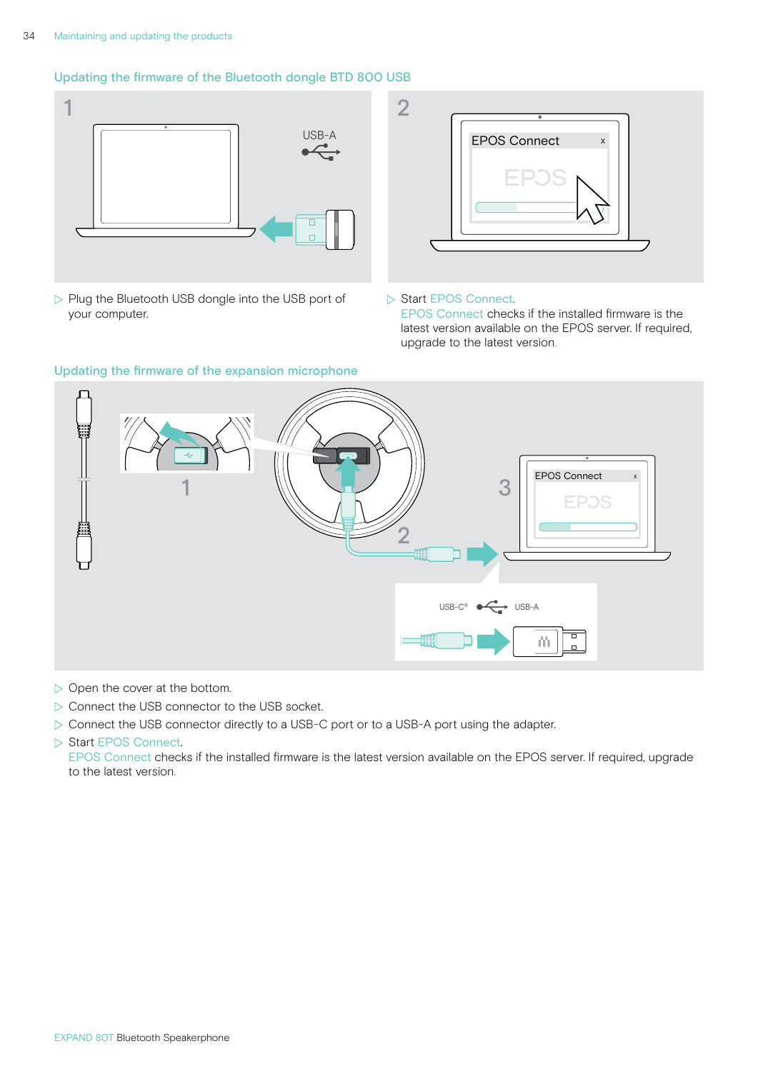## Updating the firmware of the Bluetooth dongle BTD 800 USB

▷ Plug the Bluetooth USB dongle into the USB port of your computer.

▷ Start EPOS Connect.
EPOS Connect checks if the installed firmware is the latest version available on the EPOS server. If required, upgrade to the latest version.

## Updating the firmware of the expansion microphone

▷ Open the cover at the bottom.

▷ Connect the USB connector to the USB socket.

▷ Connect the USB connector directly to a USB-C port or to a USB-A port using the adapter.

▷ Start EPOS Connect.
EPOS Connect checks if the installed firmware is the latest version available on the EPOS server. If required, upgrade to the latest version.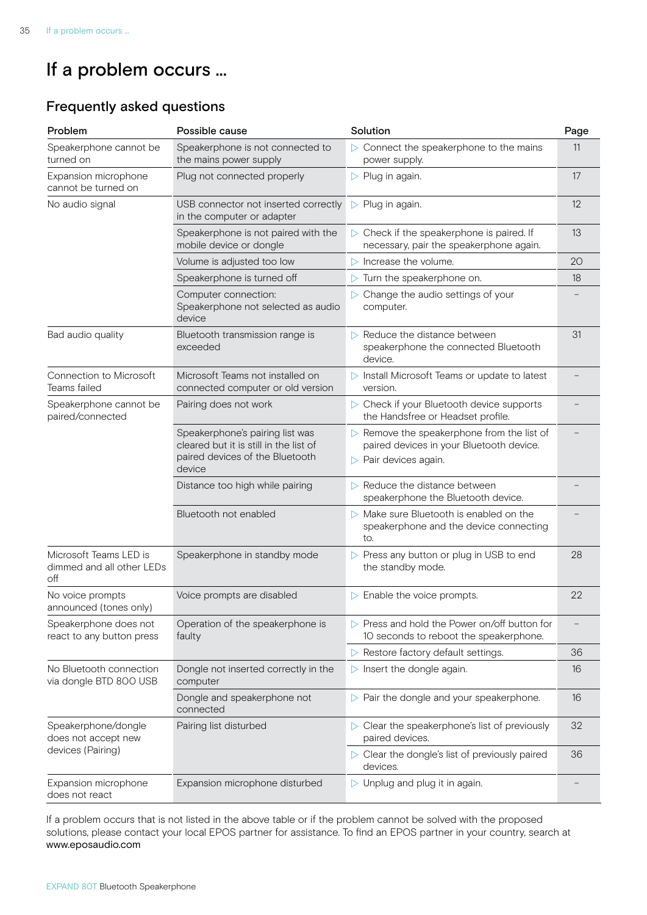# If a problem occurs ...

## Frequently asked questions

| Problem | Possible cause | Solution | Page |
|---|---|---|---|
| Speakerphone cannot be turned on | Speakerphone is not connected to the mains power supply | ▷ Connect the speakerphone to the mains power supply. | 11 |
| Expansion microphone cannot be turned on | Plug not connected properly | ▷ Plug in again. | 17 |
| No audio signal | USB connector not inserted correctly in the computer or adapter | ▷ Plug in again. | 12 |
| | Speakerphone is not paired with the mobile device or dongle | ▷ Check if the speakerphone is paired. If necessary, pair the speakerphone again. | 13 |
| | Volume is adjusted too low | ▷ Increase the volume. | 20 |
| | Speakerphone is turned off | ▷ Turn the speakerphone on. | 18 |
| | Computer connection: Speakerphone not selected as audio device | ▷ Change the audio settings of your computer. | – |
| Bad audio quality | Bluetooth transmission range is exceeded | ▷ Reduce the distance between speakerphone the connected Bluetooth device. | 31 |
| Connection to Microsoft Teams failed | Microsoft Teams not installed on connected computer or old version | ▷ Install Microsoft Teams or update to latest version. | – |
| Speakerphone cannot be paired/connected | Pairing does not work | ▷ Check if your Bluetooth device supports the Handsfree or Headset profile. | – |
| | Speakerphone's pairing list was cleared but it is still in the list of paired devices of the Bluetooth device | ▷ Remove the speakerphone from the list of paired devices in your Bluetooth device.<br>▷ Pair devices again. | – |
| | Distance too high while pairing | ▷ Reduce the distance between speakerphone the Bluetooth device. | – |
| | Bluetooth not enabled | ▷ Make sure Bluetooth is enabled on the speakerphone and the device connecting to. | – |
| Microsoft Teams LED is dimmed and all other LEDs off | Speakerphone in standby mode | ▷ Press any button or plug in USB to end the standby mode. | 28 |
| No voice prompts announced (tones only) | Voice prompts are disabled | ▷ Enable the voice prompts. | 22 |
| Speakerphone does not react to any button press | Operation of the speakerphone is faulty | ▷ Press and hold the Power on/off button for 10 seconds to reboot the speakerphone. | – |
| | | ▷ Restore factory default settings. | 36 |
| No Bluetooth connection via dongle BTD 800 USB | Dongle not inserted correctly in the computer | ▷ Insert the dongle again. | 16 |
| | Dongle and speakerphone not connected | ▷ Pair the dongle and your speakerphone. | 16 |
| Speakerphone/dongle does not accept new devices (Pairing) | Pairing list disturbed | ▷ Clear the speakerphone's list of previously paired devices. | 32 |
| | | ▷ Clear the dongle's list of previously paired devices. | 36 |
| Expansion microphone does not react | Expansion microphone disturbed | ▷ Unplug and plug it in again. | – |

If a problem occurs that is not listed in the above table or if the problem cannot be solved with the proposed solutions, please contact your local EPOS partner for assistance. To find an EPOS partner in your country, search at www.eposaudio.com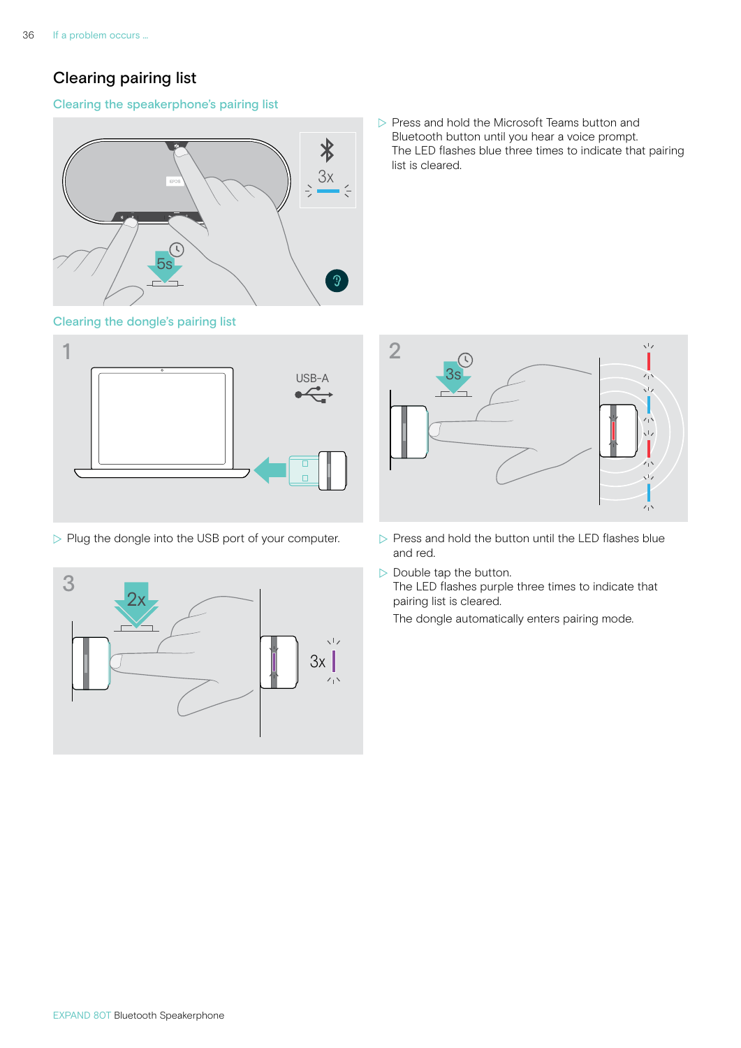## Clearing pairing list

### Clearing the speakerphone's pairing list

▷ Press and hold the Microsoft Teams button and Bluetooth button until you hear a voice prompt.
The LED flashes blue three times to indicate that pairing list is cleared.

### Clearing the dongle's pairing list

▷ Plug the dongle into the USB port of your computer.

▷ Press and hold the button until the LED flashes blue and red.

▷ Double tap the button.
The LED flashes purple three times to indicate that pairing list is cleared.
The dongle automatically enters pairing mode.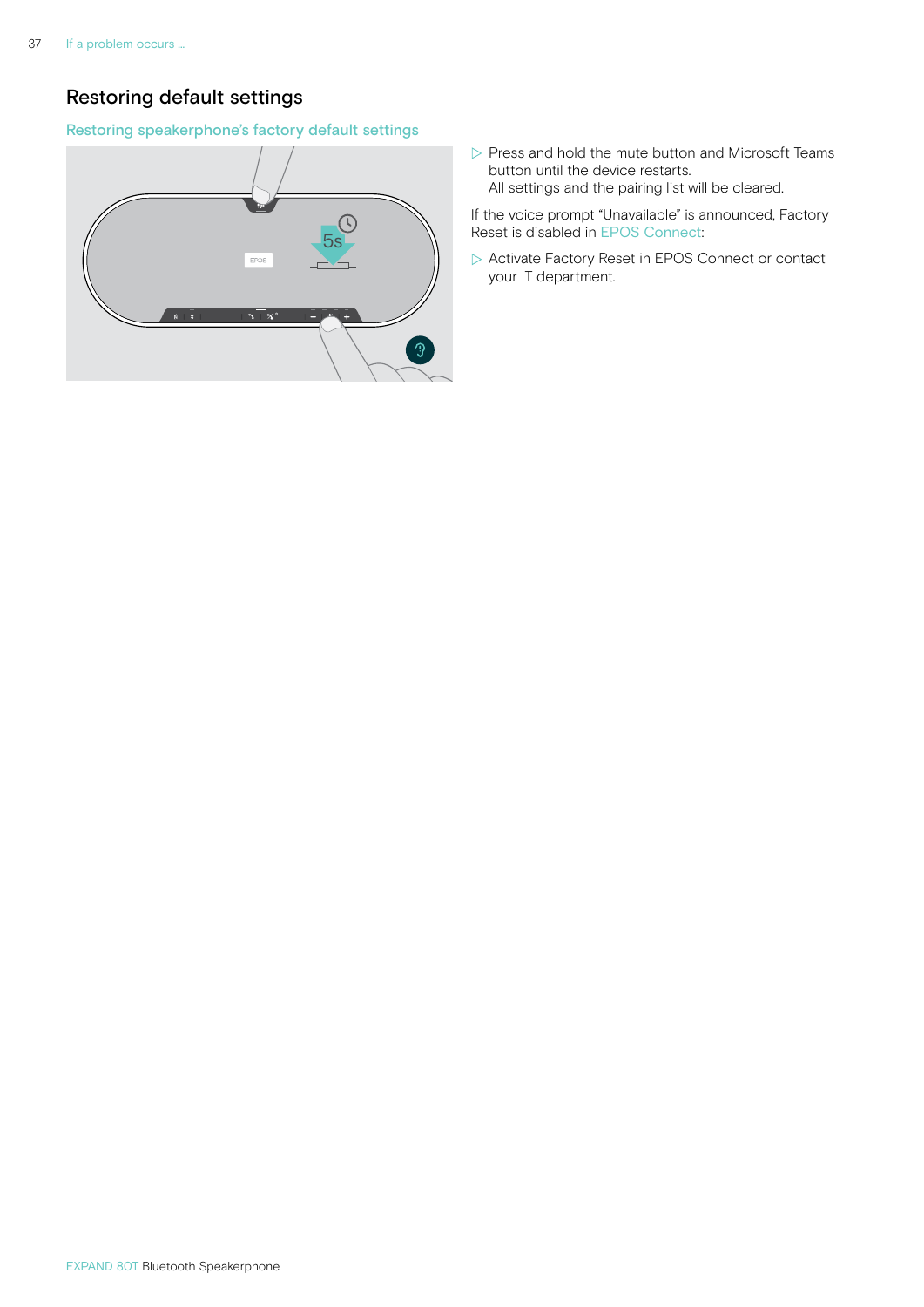# Restoring default settings

## Restoring speakerphone's factory default settings

▷ Press and hold the mute button and Microsoft Teams button until the device restarts.
All settings and the pairing list will be cleared.

If the voice prompt "Unavailable" is announced, Factory Reset is disabled in EPOS Connect:

▷ Activate Factory Reset in EPOS Connect or contact your IT department.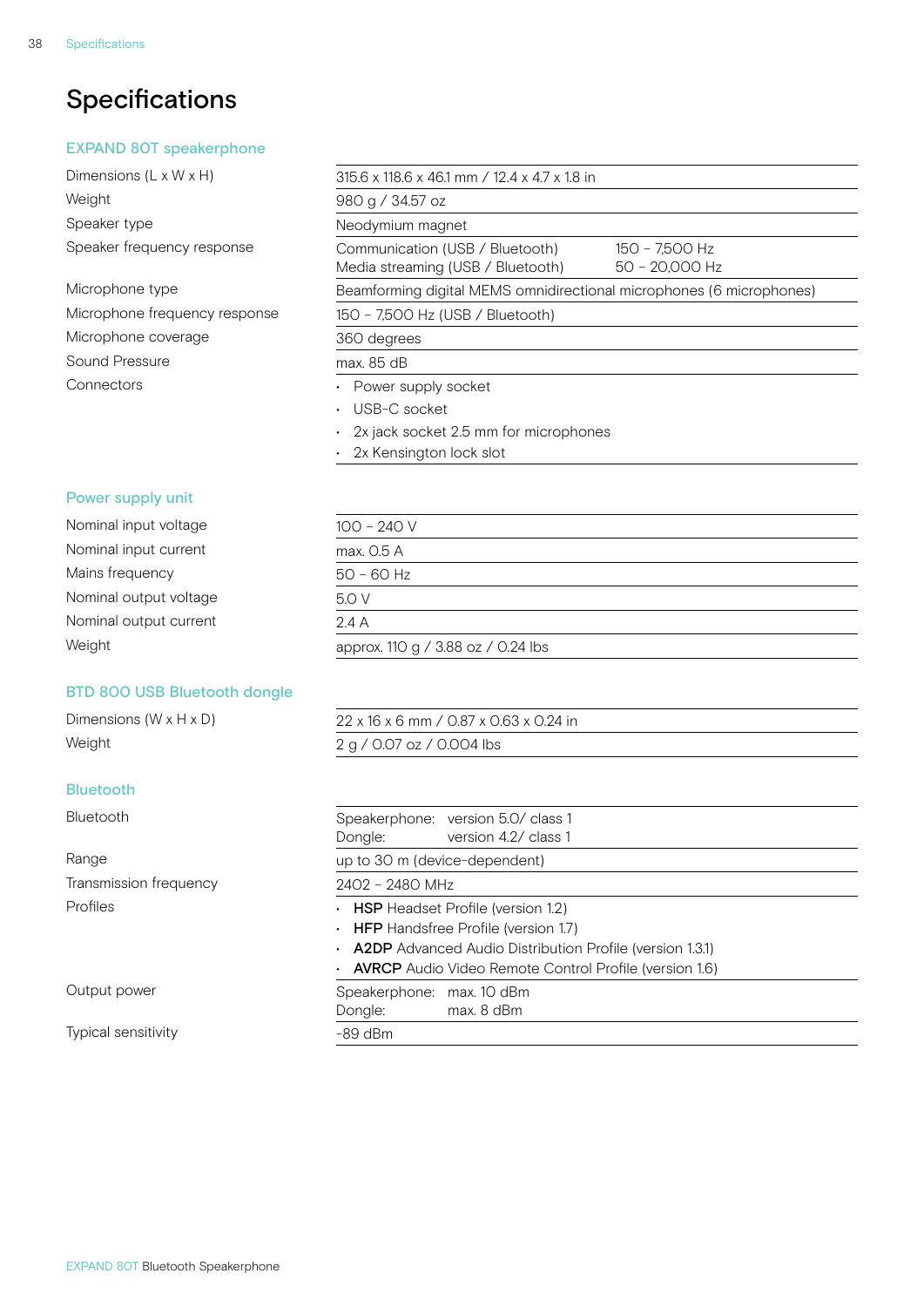# Specifications

## EXPAND 80T speakerphone

| | |
|---|---|
| Dimensions (L x W x H) | 315.6 x 118.6 x 46.1 mm / 12.4 x 4.7 x 1.8 in |
| Weight | 980 g / 34.57 oz |
| Speaker type | Neodymium magnet |
| Speaker frequency response | Communication (USB / Bluetooth) 150 – 7,500 Hz<br>Media streaming (USB / Bluetooth) 50 – 20,000 Hz |
| Microphone type | Beamforming digital MEMS omnidirectional microphones (6 microphones) |
| Microphone frequency response | 150 – 7,500 Hz (USB / Bluetooth) |
| Microphone coverage | 360 degrees |
| Sound Pressure | max. 85 dB |
| Connectors | • Power supply socket<br>• USB-C socket<br>• 2x jack socket 2.5 mm for microphones<br>• 2x Kensington lock slot |

## Power supply unit

| | |
|---|---|
| Nominal input voltage | 100 – 240 V |
| Nominal input current | max. 0.5 A |
| Mains frequency | 50 – 60 Hz |
| Nominal output voltage | 5.0 V |
| Nominal output current | 2.4 A |
| Weight | approx. 110 g / 3.88 oz / 0.24 lbs |

## BTD 800 USB Bluetooth dongle

| | |
|---|---|
| Dimensions (W x H x D) | 22 x 16 x 6 mm / 0.87 x 0.63 x 0.24 in |
| Weight | 2 g / 0.07 oz / 0.004 lbs |

## Bluetooth

| | |
|---|---|
| Bluetooth | Speakerphone: version 5.0/ class 1<br>Dongle: version 4.2/ class 1 |
| Range | up to 30 m (device-dependent) |
| Transmission frequency | 2402 – 2480 MHz |
| Profiles | • **HSP** Headset Profile (version 1.2)<br>• **HFP** Handsfree Profile (version 1.7)<br>• **A2DP** Advanced Audio Distribution Profile (version 1.3.1)<br>• **AVRCP** Audio Video Remote Control Profile (version 1.6) |
| Output power | Speakerphone: max. 10 dBm<br>Dongle: max. 8 dBm |
| Typical sensitivity | -89 dBm |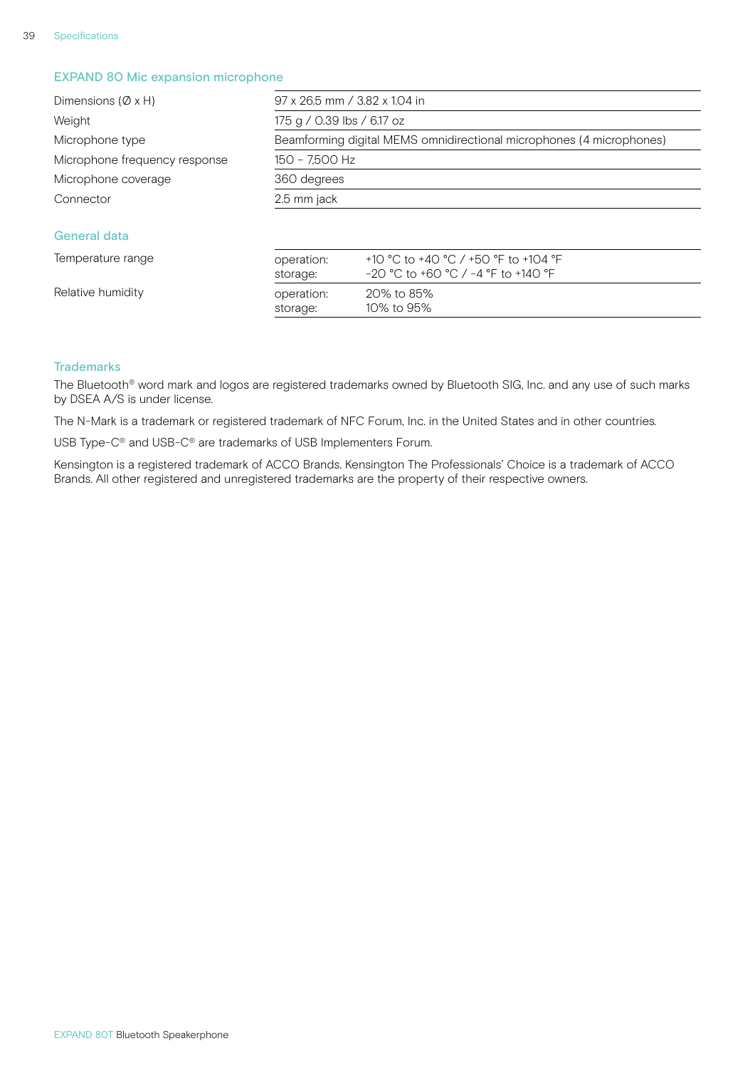## EXPAND 80 Mic expansion microphone

| | |
|---|---|
| Dimensions (Ø x H) | 97 x 26.5 mm / 3.82 x 1.04 in |
| Weight | 175 g / 0.39 lbs / 6.17 oz |
| Microphone type | Beamforming digital MEMS omnidirectional microphones (4 microphones) |
| Microphone frequency response | 150 – 7,500 Hz |
| Microphone coverage | 360 degrees |
| Connector | 2.5 mm jack |

## General data

| | | |
|---|---|---|
| Temperature range | operation:<br>storage: | +10 °C to +40 °C / +50 °F to +104 °F<br>-20 °C to +60 °C / -4 °F to +140 °F |
| Relative humidity | operation:<br>storage: | 20% to 85%<br>10% to 95% |

## Trademarks

The Bluetooth® word mark and logos are registered trademarks owned by Bluetooth SIG, Inc. and any use of such marks by DSEA A/S is under license.

The N-Mark is a trademark or registered trademark of NFC Forum, Inc. in the United States and in other countries.

USB Type-C® and USB-C® are trademarks of USB Implementers Forum.

Kensington is a registered trademark of ACCO Brands. Kensington The Professionals' Choice is a trademark of ACCO Brands. All other registered and unregistered trademarks are the property of their respective owners.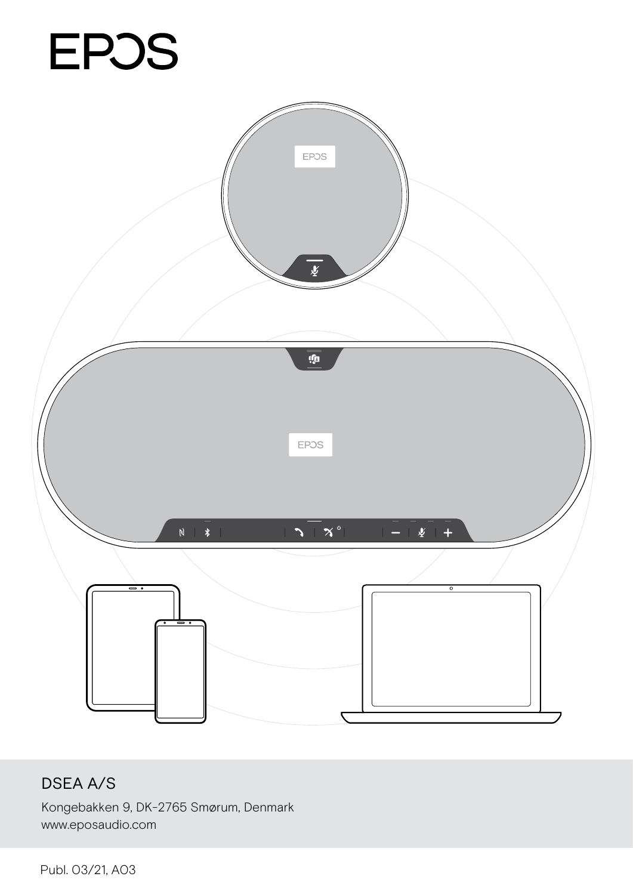# EPOS

DSEA A/S

Kongebakken 9, DK-2765 Smørum, Denmark
www.eposaudio.com

Publ. 03/21, A03